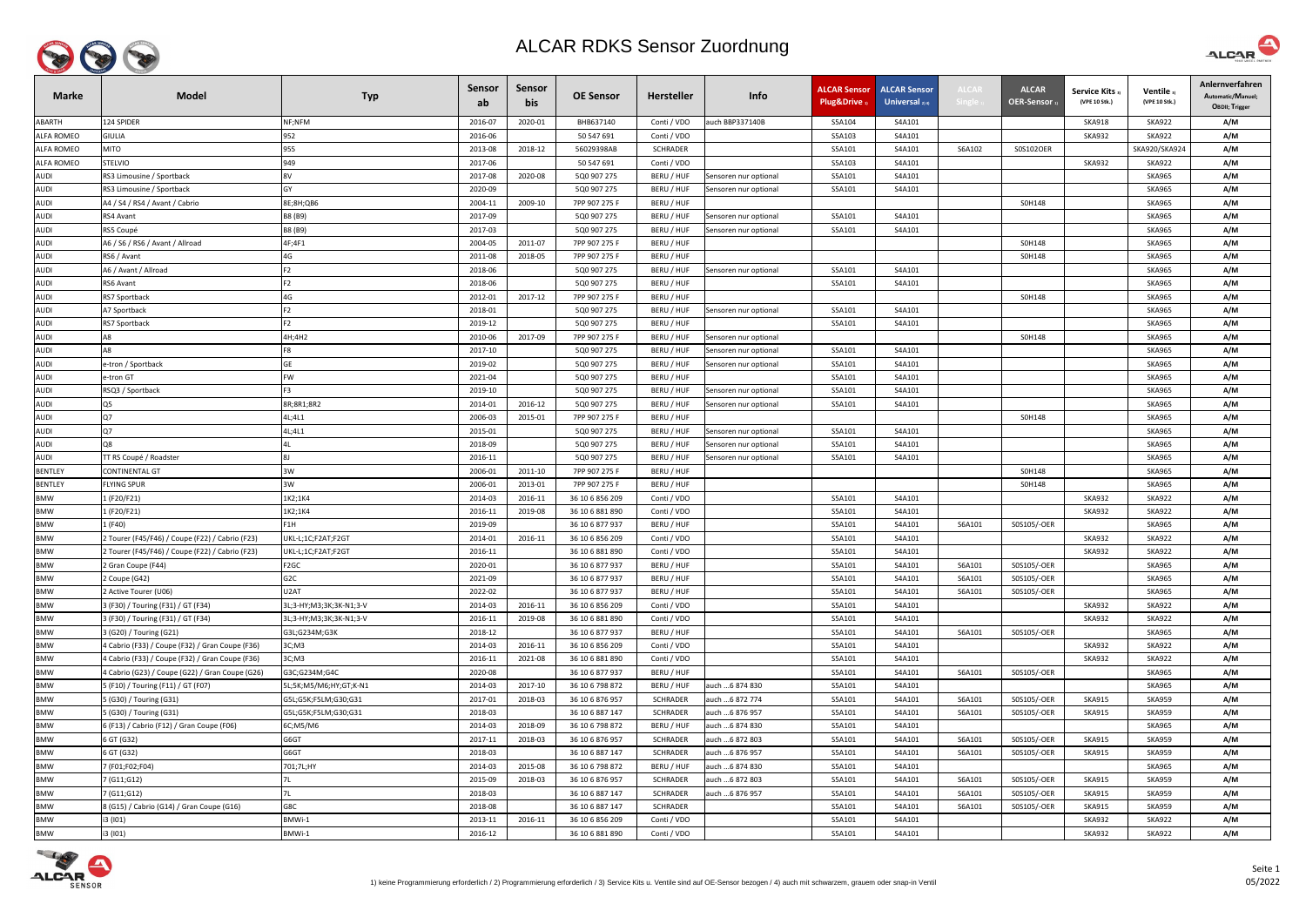# ALCAR RDKS Sensor Zuordnung

| Marke | Model | Typ | Sensor ab | Sensor bis | OE Sensor | Hersteller | Info | ALCAR Sensor Plug&Drive 1) | ALCAR Sensor Universal 2) 4) | ALCAR Single 1) | ALCAR OER-Sensor 1) | Service Kits 3) (VPE 10 Stk.) | Ventile 3) (VPE 10 Stk.) | Anlernverfahren Automatic/Manuel; OBDII; Trigger |
|---|---|---|---|---|---|---|---|---|---|---|---|---|---|---|
| ABARTH | 124 SPIDER | NF;NFM | 2016-07 | 2020-01 | BHB637140 | Conti / VDO | auch BBP337140B | S5A104 | S4A101 | | | SKA918 | SKA922 | A/M |
| ALFA ROMEO | GIULIA | 952 | 2016-06 | | 50 547 691 | Conti / VDO | | S5A103 | S4A101 | | | SKA932 | SKA922 | A/M |
| ALFA ROMEO | MITO | 955 | 2013-08 | 2018-12 | 56029398AB | SCHRADER | | S5A101 | S4A101 | S6A102 | S0S102OER | | SKA920/SKA924 | A/M |
| ALFA ROMEO | STELVIO | 949 | 2017-06 | | 50 547 691 | Conti / VDO | | S5A103 | S4A101 | | | SKA932 | SKA922 | A/M |
| AUDI | RS3 Limousine / Sportback | 8V | 2017-08 | 2020-08 | 5Q0 907 275 | BERU / HUF | Sensoren nur optional | S5A101 | S4A101 | | | | SKA965 | A/M |
| AUDI | RS3 Limousine / Sportback | GY | 2020-09 | | 5Q0 907 275 | BERU / HUF | Sensoren nur optional | S5A101 | S4A101 | | | | SKA965 | A/M |
| AUDI | A4 / S4 / RS4 / Avant / Cabrio | 8E;8H;QB6 | 2004-11 | 2009-10 | 7PP 907 275 F | BERU / HUF | | | | | S0H148 | | SKA965 | A/M |
| AUDI | RS4 Avant | B8 (B9) | 2017-09 | | 5Q0 907 275 | BERU / HUF | Sensoren nur optional | S5A101 | S4A101 | | | | SKA965 | A/M |
| AUDI | RS5 Coupé | B8 (B9) | 2017-03 | | 5Q0 907 275 | BERU / HUF | Sensoren nur optional | S5A101 | S4A101 | | | | SKA965 | A/M |
| AUDI | A6 / S6 / RS6 / Avant / Allroad | 4F;4F1 | 2004-05 | 2011-07 | 7PP 907 275 F | BERU / HUF | | | | | S0H148 | | SKA965 | A/M |
| AUDI | RS6 / Avant | 4G | 2011-08 | 2018-05 | 7PP 907 275 F | BERU / HUF | | | | | S0H148 | | SKA965 | A/M |
| AUDI | A6 / Avant / Allroad | F2 | 2018-06 | | 5Q0 907 275 | BERU / HUF | Sensoren nur optional | S5A101 | S4A101 | | | | SKA965 | A/M |
| AUDI | RS6 Avant | F2 | 2018-06 | | 5Q0 907 275 | BERU / HUF | | S5A101 | S4A101 | | | | SKA965 | A/M |
| AUDI | RS7 Sportback | 4G | 2012-01 | 2017-12 | 7PP 907 275 F | BERU / HUF | | | | | S0H148 | | SKA965 | A/M |
| AUDI | A7 Sportback | F2 | 2018-01 | | 5Q0 907 275 | BERU / HUF | Sensoren nur optional | S5A101 | S4A101 | | | | SKA965 | A/M |
| AUDI | RS7 Sportback | F2 | 2019-12 | | 5Q0 907 275 | BERU / HUF | | S5A101 | S4A101 | | | | SKA965 | A/M |
| AUDI | A8 | 4H;4H2 | 2010-06 | 2017-09 | 7PP 907 275 F | BERU / HUF | Sensoren nur optional | | | | S0H148 | | SKA965 | A/M |
| AUDI | A8 | F8 | 2017-10 | | 5Q0 907 275 | BERU / HUF | Sensoren nur optional | S5A101 | S4A101 | | | | SKA965 | A/M |
| AUDI | e-tron / Sportback | GE | 2019-02 | | 5Q0 907 275 | BERU / HUF | Sensoren nur optional | S5A101 | S4A101 | | | | SKA965 | A/M |
| AUDI | e-tron GT | FW | 2021-04 | | 5Q0 907 275 | BERU / HUF | | S5A101 | S4A101 | | | | SKA965 | A/M |
| AUDI | RSQ3 / Sportback | F3 | 2019-10 | | 5Q0 907 275 | BERU / HUF | Sensoren nur optional | S5A101 | S4A101 | | | | SKA965 | A/M |
| AUDI | Q5 | 8R;8R1;8R2 | 2014-01 | 2016-12 | 5Q0 907 275 | BERU / HUF | Sensoren nur optional | S5A101 | S4A101 | | | | SKA965 | A/M |
| AUDI | Q7 | 4L;4L1 | 2006-03 | 2015-01 | 7PP 907 275 F | BERU / HUF | | | | | S0H148 | | SKA965 | A/M |
| AUDI | Q7 | 4L;4L1 | 2015-01 | | 5Q0 907 275 | BERU / HUF | Sensoren nur optional | S5A101 | S4A101 | | | | SKA965 | A/M |
| AUDI | Q8 | 4L | 2018-09 | | 5Q0 907 275 | BERU / HUF | Sensoren nur optional | S5A101 | S4A101 | | | | SKA965 | A/M |
| AUDI | TT RS Coupé / Roadster | 8J | 2016-11 | | 5Q0 907 275 | BERU / HUF | Sensoren nur optional | S5A101 | S4A101 | | | | SKA965 | A/M |
| BENTLEY | CONTINENTAL GT | 3W | 2006-01 | 2011-10 | 7PP 907 275 F | BERU / HUF | | | | | S0H148 | | SKA965 | A/M |
| BENTLEY | FLYING SPUR | 3W | 2006-01 | 2013-01 | 7PP 907 275 F | BERU / HUF | | | | | S0H148 | | SKA965 | A/M |
| BMW | 1 (F20/F21) | 1K2;1K4 | 2014-03 | 2016-11 | 36 10 6 856 209 | Conti / VDO | | S5A101 | S4A101 | | | SKA932 | SKA922 | A/M |
| BMW | 1 (F20/F21) | 1K2;1K4 | 2016-11 | 2019-08 | 36 10 6 881 890 | Conti / VDO | | S5A101 | S4A101 | | | SKA932 | SKA922 | A/M |
| BMW | 1 (F40) | F1H | 2019-09 | | 36 10 6 877 937 | BERU / HUF | | S5A101 | S4A101 | S6A101 | S0S105/-OER | | SKA965 | A/M |
| BMW | 2 Tourer (F45/F46) / Coupe (F22) / Cabrio (F23) | UKL-L;1C;F2AT;F2GT | 2014-01 | 2016-11 | 36 10 6 856 209 | Conti / VDO | | S5A101 | S4A101 | | | SKA932 | SKA922 | A/M |
| BMW | 2 Tourer (F45/F46) / Coupe (F22) / Cabrio (F23) | UKL-L;1C;F2AT;F2GT | 2016-11 | | 36 10 6 881 890 | Conti / VDO | | S5A101 | S4A101 | | | SKA932 | SKA922 | A/M |
| BMW | 2 Gran Coupe (F44) | F2GC | 2020-01 | | 36 10 6 877 937 | BERU / HUF | | S5A101 | S4A101 | S6A101 | S0S105/-OER | | SKA965 | A/M |
| BMW | 2 Coupe (G42) | G2C | 2021-09 | | 36 10 6 877 937 | BERU / HUF | | S5A101 | S4A101 | S6A101 | S0S105/-OER | | SKA965 | A/M |
| BMW | 2 Active Tourer (U06) | U2AT | 2022-02 | | 36 10 6 877 937 | BERU / HUF | | S5A101 | S4A101 | S6A101 | S0S105/-OER | | SKA965 | A/M |
| BMW | 3 (F30) / Touring (F31) / GT (F34) | 3L;3-HY;M3;3K;3K-N1;3-V | 2014-03 | 2016-11 | 36 10 6 856 209 | Conti / VDO | | S5A101 | S4A101 | | | SKA932 | SKA922 | A/M |
| BMW | 3 (F30) / Touring (F31) / GT (F34) | 3L;3-HY;M3;3K;3K-N1;3-V | 2016-11 | 2019-08 | 36 10 6 881 890 | Conti / VDO | | S5A101 | S4A101 | | | SKA932 | SKA922 | A/M |
| BMW | 3 (G20) / Touring (G21) | G3L;G234M;G3K | 2018-12 | | 36 10 6 877 937 | BERU / HUF | | S5A101 | S4A101 | S6A101 | S0S105/-OER | | SKA965 | A/M |
| BMW | 4 Cabrio (F33) / Coupe (F32) / Gran Coupe (F36) | 3C;M3 | 2014-03 | 2016-11 | 36 10 6 856 209 | Conti / VDO | | S5A101 | S4A101 | | | SKA932 | SKA922 | A/M |
| BMW | 4 Cabrio (F33) / Coupe (F32) / Gran Coupe (F36) | 3C;M3 | 2016-11 | 2021-08 | 36 10 6 881 890 | Conti / VDO | | S5A101 | S4A101 | | | SKA932 | SKA922 | A/M |
| BMW | 4 Cabrio (G23) / Coupe (G22) / Gran Coupe (G26) | G3C;G234M;G4C | 2020-08 | | 36 10 6 877 937 | BERU / HUF | | S5A101 | S4A101 | S6A101 | S0S105/-OER | | SKA965 | A/M |
| BMW | 5 (F10) / Touring (F11) / GT (F07) | 5L;5K;M5/M6;HY;GT;K-N1 | 2014-03 | 2017-10 | 36 10 6 798 872 | BERU / HUF | auch ...6 874 830 | S5A101 | S4A101 | | | | SKA965 | A/M |
| BMW | 5 (G30) / Touring (G31) | G5L;G5K;F5LM;G30;G31 | 2017-01 | 2018-03 | 36 10 6 876 957 | SCHRADER | auch ...6 872 774 | S5A101 | S4A101 | S6A101 | S0S105/-OER | SKA915 | SKA959 | A/M |
| BMW | 5 (G30) / Touring (G31) | G5L;G5K;F5LM;G30;G31 | 2018-03 | | 36 10 6 887 147 | SCHRADER | auch ...6 876 957 | S5A101 | S4A101 | S6A101 | S0S105/-OER | SKA915 | SKA959 | A/M |
| BMW | 6 (F13) / Cabrio (F12) / Gran Coupe (F06) | 6C;M5/M6 | 2014-03 | 2018-09 | 36 10 6 798 872 | BERU / HUF | auch ...6 874 830 | S5A101 | S4A101 | | | | SKA965 | A/M |
| BMW | 6 GT (G32) | G6GT | 2017-11 | 2018-03 | 36 10 6 876 957 | SCHRADER | auch ...6 872 803 | S5A101 | S4A101 | S6A101 | S0S105/-OER | SKA915 | SKA959 | A/M |
| BMW | 6 GT (G32) | G6GT | 2018-03 | | 36 10 6 887 147 | SCHRADER | auch ...6 876 957 | S5A101 | S4A101 | S6A101 | S0S105/-OER | SKA915 | SKA959 | A/M |
| BMW | 7 (F01;F02;F04) | 701;7L;HY | 2014-03 | 2015-08 | 36 10 6 798 872 | BERU / HUF | auch ...6 874 830 | S5A101 | S4A101 | | | | SKA965 | A/M |
| BMW | 7 (G11;G12) | 7L | 2015-09 | 2018-03 | 36 10 6 876 957 | SCHRADER | auch ...6 872 803 | S5A101 | S4A101 | S6A101 | S0S105/-OER | SKA915 | SKA959 | A/M |
| BMW | 7 (G11;G12) | 7L | 2018-03 | | 36 10 6 887 147 | SCHRADER | auch ...6 876 957 | S5A101 | S4A101 | S6A101 | S0S105/-OER | SKA915 | SKA959 | A/M |
| BMW | 8 (G15) / Cabrio (G14) / Gran Coupe (G16) | G8C | 2018-08 | | 36 10 6 887 147 | SCHRADER | | S5A101 | S4A101 | S6A101 | S0S105/-OER | SKA915 | SKA959 | A/M |
| BMW | i3 (I01) | BMWi-1 | 2013-11 | 2016-11 | 36 10 6 856 209 | Conti / VDO | | S5A101 | S4A101 | | | SKA932 | SKA922 | A/M |
| BMW | i3 (I01) | BMWi-1 | 2016-12 | | 36 10 6 881 890 | Conti / VDO | | S5A101 | S4A101 | | | SKA932 | SKA922 | A/M |

1) keine Programmierung erforderlich / 2) Programmierung erforderlich / 3) Service Kits u. Ventile sind auf OE-Sensor bezogen / 4) auch mit schwarzem, grauem oder snap-in Ventil

05/2022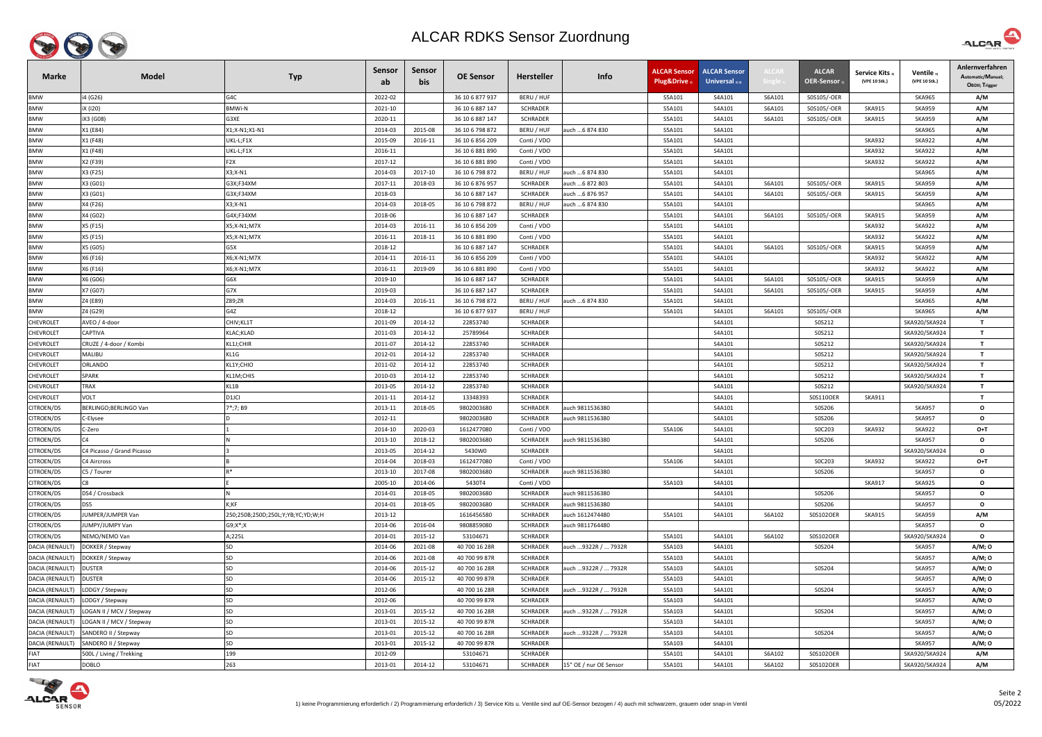# ALCAR RDKS Sensor Zuordnung

| Marke | Model | Typ | Sensor ab | Sensor bis | OE Sensor | Hersteller | Info | ALCAR Sensor Plug&Drive 1) | ALCAR Sensor Universal 2) 4) | ALCAR Single 1) | ALCAR OER-Sensor 1) | Service Kits 3) (VPE 10 Stk.) | Ventile 3) (VPE 10 Stk.) | Anlernverfahren Automatic/Manuel; OBDII; Trigger |
|---|---|---|---|---|---|---|---|---|---|---|---|---|---|---|
| BMW | i4 (G26) | G4C | 2022-02 | | 36 10 6 877 937 | BERU / HUF | | S5A101 | S4A101 | S6A101 | S0S105/-OER | | SKA965 | A/M |
| BMW | iX (I20) | BMWi-N | 2021-10 | | 36 10 6 887 147 | SCHRADER | | S5A101 | S4A101 | S6A101 | S0S105/-OER | SKA915 | SKA959 | A/M |
| BMW | iX3 (G08) | G3XE | 2020-11 | | 36 10 6 887 147 | SCHRADER | | S5A101 | S4A101 | S6A101 | S0S105/-OER | SKA915 | SKA959 | A/M |
| BMW | X1 (E84) | X1;X-N1;X1-N1 | 2014-03 | 2015-08 | 36 10 6 798 872 | BERU / HUF | auch ...6 874 830 | S5A101 | S4A101 | | | | SKA965 | A/M |
| BMW | X1 (F48) | UKL-L;F1X | 2015-09 | 2016-11 | 36 10 6 856 209 | Conti / VDO | | S5A101 | S4A101 | | | SKA932 | SKA922 | A/M |
| BMW | X1 (F48) | UKL-L;F1X | 2016-11 | | 36 10 6 881 890 | Conti / VDO | | S5A101 | S4A101 | | | SKA932 | SKA922 | A/M |
| BMW | X2 (F39) | F2X | 2017-12 | | 36 10 6 881 890 | Conti / VDO | | S5A101 | S4A101 | | | SKA932 | SKA922 | A/M |
| BMW | X3 (F25) | X3;X-N1 | 2014-03 | 2017-10 | 36 10 6 798 872 | BERU / HUF | auch ...6 874 830 | S5A101 | S4A101 | | | | SKA965 | A/M |
| BMW | X3 (G01) | G3X;F34XM | 2017-11 | 2018-03 | 36 10 6 876 957 | SCHRADER | auch ...6 872 803 | S5A101 | S4A101 | S6A101 | S0S105/-OER | SKA915 | SKA959 | A/M |
| BMW | X3 (G01) | G3X;F34XM | 2018-03 | | 36 10 6 887 147 | SCHRADER | auch ...6 876 957 | S5A101 | S4A101 | S6A101 | S0S105/-OER | SKA915 | SKA959 | A/M |
| BMW | X4 (F26) | X3;X-N1 | 2014-03 | 2018-05 | 36 10 6 798 872 | BERU / HUF | auch ...6 874 830 | S5A101 | S4A101 | | | | SKA965 | A/M |
| BMW | X4 (G02) | G4X;F34XM | 2018-06 | | 36 10 6 887 147 | SCHRADER | | S5A101 | S4A101 | S6A101 | S0S105/-OER | SKA915 | SKA959 | A/M |
| BMW | X5 (F15) | X5;X-N1;M7X | 2014-03 | 2016-11 | 36 10 6 856 209 | Conti / VDO | | S5A101 | S4A101 | | | SKA932 | SKA922 | A/M |
| BMW | X5 (F15) | X5;X-N1;M7X | 2016-11 | 2018-11 | 36 10 6 881 890 | Conti / VDO | | S5A101 | S4A101 | | | SKA932 | SKA922 | A/M |
| BMW | X5 (G05) | G5X | 2018-12 | | 36 10 6 887 147 | SCHRADER | | S5A101 | S4A101 | S6A101 | S0S105/-OER | SKA915 | SKA959 | A/M |
| BMW | X6 (F16) | X6;X-N1;M7X | 2014-11 | 2016-11 | 36 10 6 856 209 | Conti / VDO | | S5A101 | S4A101 | | | SKA932 | SKA922 | A/M |
| BMW | X6 (F16) | X6;X-N1;M7X | 2016-11 | 2019-09 | 36 10 6 881 890 | Conti / VDO | | S5A101 | S4A101 | | | SKA932 | SKA922 | A/M |
| BMW | X6 (G06) | G6X | 2019-10 | | 36 10 6 887 147 | SCHRADER | | S5A101 | S4A101 | S6A101 | S0S105/-OER | SKA915 | SKA959 | A/M |
| BMW | X7 (G07) | G7X | 2019-03 | | 36 10 6 887 147 | SCHRADER | | S5A101 | S4A101 | S6A101 | S0S105/-OER | SKA915 | SKA959 | A/M |
| BMW | Z4 (E89) | Z89;ZR | 2014-03 | 2016-11 | 36 10 6 798 872 | BERU / HUF | auch ...6 874 830 | S5A101 | S4A101 | | | | SKA965 | A/M |
| BMW | Z4 (G29) | G4Z | 2018-12 | | 36 10 6 877 937 | BERU / HUF | | S5A101 | S4A101 | S6A101 | S0S105/-OER | | SKA965 | A/M |
| CHEVROLET | AVEO / 4-door | CHIV;KL1T | 2011-09 | 2014-12 | 22853740 | SCHRADER | | | S4A101 | | S0S212 | | SKA920/SKA924 | T |
| CHEVROLET | CAPTIVA | KLAC;KLAD | 2011-03 | 2014-12 | 25789964 | SCHRADER | | | S4A101 | | S0S212 | | SKA920/SKA924 | T |
| CHEVROLET | CRUZE / 4-door / Kombi | KL1J;CHIR | 2011-07 | 2014-12 | 22853740 | SCHRADER | | | S4A101 | | S0S212 | | SKA920/SKA924 | T |
| CHEVROLET | MALIBU | KL1G | 2012-01 | 2014-12 | 22853740 | SCHRADER | | | S4A101 | | S0S212 | | SKA920/SKA924 | T |
| CHEVROLET | ORLANDO | KL1Y;CHIO | 2011-02 | 2014-12 | 22853740 | SCHRADER | | | S4A101 | | S0S212 | | SKA920/SKA924 | T |
| CHEVROLET | SPARK | KL1M;CHIS | 2010-03 | 2014-12 | 22853740 | SCHRADER | | | S4A101 | | S0S212 | | SKA920/SKA924 | T |
| CHEVROLET | TRAX | KL1B | 2013-05 | 2014-12 | 22853740 | SCHRADER | | | S4A101 | | S0S212 | | SKA920/SKA924 | T |
| CHEVROLET | VOLT | D1JCI | 2011-11 | 2014-12 | 13348393 | SCHRADER | | | S4A101 | | S0S110OER | SKA911 | | T |
| CITROEN/DS | BERLINGO;BERLINGO Van | 7*;7; B9 | 2013-11 | 2018-05 | 9802003680 | SCHRADER | auch 9811536380 | | S4A101 | | S0S206 | | SKA957 | O |
| CITROEN/DS | C-Elysee | D | 2012-11 | | 9802003680 | SCHRADER | auch 9811536380 | | S4A101 | | S0S206 | | SKA957 | O |
| CITROEN/DS | C-Zero | 1 | 2014-10 | 2020-03 | 1612477080 | Conti / VDO | | S5A106 | S4A101 | | S0C203 | SKA932 | SKA922 | O+T |
| CITROEN/DS | C4 | N | 2013-10 | 2018-12 | 9802003680 | SCHRADER | auch 9811536380 | | S4A101 | | S0S206 | | SKA957 | O |
| CITROEN/DS | C4 Picasso / Grand Picasso | 3 | 2013-05 | 2014-12 | 5430W0 | SCHRADER | | | S4A101 | | | | SKA920/SKA924 | O |
| CITROEN/DS | C4 Aircross | B | 2014-04 | 2018-03 | 1612477080 | Conti / VDO | | S5A106 | S4A101 | | S0C203 | SKA932 | SKA922 | O+T |
| CITROEN/DS | C5 / Tourer | R* | 2013-10 | 2017-08 | 9802003680 | SCHRADER | auch 9811536380 | | S4A101 | | S0S206 | | SKA957 | O |
| CITROEN/DS | C8 | E | 2005-10 | 2014-06 | 5430T4 | Conti / VDO | | S5A103 | S4A101 | | | SKA917 | SKA925 | O |
| CITROEN/DS | DS4 / Crossback | N | 2014-01 | 2018-05 | 9802003680 | SCHRADER | auch 9811536380 | | S4A101 | | S0S206 | | SKA957 | O |
| CITROEN/DS | DS5 | K;KF | 2014-01 | 2018-05 | 9802003680 | SCHRADER | auch 9811536380 | | S4A101 | | S0S206 | | SKA957 | O |
| CITROEN/DS | JUMPER/JUMPER Van | 250;250B;250D;250L;Y;YB;YC;YD;W;H | 2013-12 | | 1616456580 | SCHRADER | auch 1612474480 | S5A101 | S4A101 | S6A102 | S0S102OER | SKA915 | SKA959 | A/M |
| CITROEN/DS | JUMPY/JUMPY Van | G9;X*;X | 2014-06 | 2016-04 | 9808859080 | SCHRADER | auch 9811764480 | | | | | | SKA957 | O |
| CITROEN/DS | NEMO/NEMO Van | A;225L | 2014-01 | 2015-12 | 53104671 | SCHRADER | | S5A101 | S4A101 | S6A102 | S0S102OER | | SKA920/SKA924 | O |
| DACIA (RENAULT) | DOKKER / Stepway | SD | 2014-06 | 2021-08 | 40 700 16 28R | SCHRADER | auch ...9322R / ... 7932R | S5A103 | S4A101 | | S0S204 | | SKA957 | A/M; O |
| DACIA (RENAULT) | DOKKER / Stepway | SD | 2014-06 | 2021-08 | 40 700 99 87R | SCHRADER | | S5A103 | S4A101 | | | | SKA957 | A/M; O |
| DACIA (RENAULT) | DUSTER | SD | 2014-06 | 2015-12 | 40 700 16 28R | SCHRADER | auch ...9322R / ... 7932R | S5A103 | S4A101 | | S0S204 | | SKA957 | A/M; O |
| DACIA (RENAULT) | DUSTER | SD | 2014-06 | 2015-12 | 40 700 99 87R | SCHRADER | | S5A103 | S4A101 | | | | SKA957 | A/M; O |
| DACIA (RENAULT) | LODGY / Stepway | SD | 2012-06 | | 40 700 16 28R | SCHRADER | auch ...9322R / ... 7932R | S5A103 | S4A101 | | S0S204 | | SKA957 | A/M; O |
| DACIA (RENAULT) | LODGY / Stepway | SD | 2012-06 | | 40 700 99 87R | SCHRADER | | S5A103 | S4A101 | | | | SKA957 | A/M; O |
| DACIA (RENAULT) | LOGAN II / MCV / Stepway | SD | 2013-01 | 2015-12 | 40 700 16 28R | SCHRADER | auch ...9322R / ... 7932R | S5A103 | S4A101 | | S0S204 | | SKA957 | A/M; O |
| DACIA (RENAULT) | LOGAN II / MCV / Stepway | SD | 2013-01 | 2015-12 | 40 700 99 87R | SCHRADER | | S5A103 | S4A101 | | | | SKA957 | A/M; O |
| DACIA (RENAULT) | SANDERO II / Stepway | SD | 2013-01 | 2015-12 | 40 700 16 28R | SCHRADER | auch ...9322R / ... 7932R | S5A103 | S4A101 | | S0S204 | | SKA957 | A/M; O |
| DACIA (RENAULT) | SANDERO II / Stepway | SD | 2013-01 | 2015-12 | 40 700 99 87R | SCHRADER | | S5A103 | S4A101 | | | | SKA957 | A/M; O |
| FIAT | 500L / Living / Trekking | 199 | 2012-09 | | 53104671 | SCHRADER | | S5A101 | S4A101 | S6A102 | S0S102OER | | SKA920/SKA924 | A/M |
| FIAT | DOBLO | 263 | 2013-01 | 2014-12 | 53104671 | SCHRADER | 15" OE / nur OE Sensor | S5A101 | S4A101 | S6A102 | S0S102OER | | SKA920/SKA924 | A/M |

1) keine Programmierung erforderlich / 2) Programmierung erforderlich / 3) Service Kits u. Ventile sind auf OE-Sensor bezogen / 4) auch mit schwarzem, grauem oder snap-in Ventil

05/2022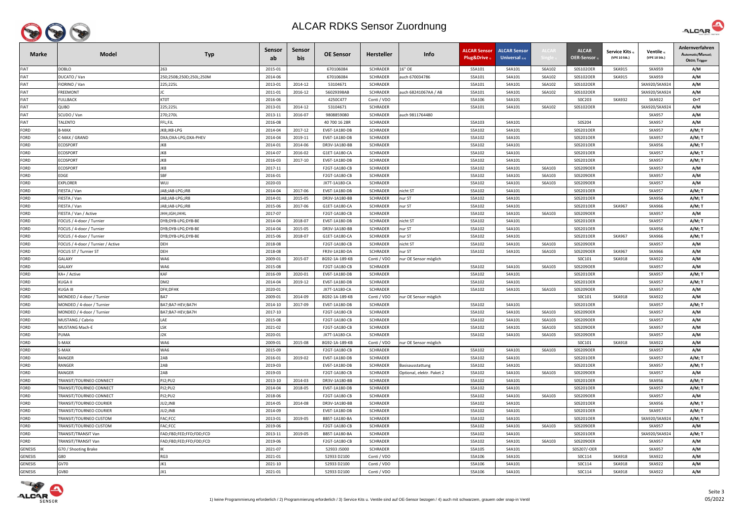# ALCAR RDKS Sensor Zuordnung

| Marke | Model | Typ | Sensor ab | Sensor bis | OE Sensor | Hersteller | Info | ALCAR Sensor Plug&Drive 1) | ALCAR Sensor Universal 2) 4) | ALCAR Single 2) | ALCAR OER-Sensor 1) | Service Kits 3) (VPE 10 Stk.) | Ventile 3) (VPE 10 Stk.) | Anlernverfahren Automatic/Manuel; OBDII; Trigger |
|---|---|---|---|---|---|---|---|---|---|---|---|---|---|---|
| FIAT | DOBLO | 263 | 2015-01 | | 670106084 | SCHRADER | 16" OE | S5A101 | S4A101 | S6A102 | S0S102OER | SKA915 | SKA959 | A/M |
| FIAT | DUCATO / Van | 250;250B;250D;250L;250M | 2014-06 | | 670106084 | SCHRADER | auch 670034786 | S5A101 | S4A101 | S6A102 | S0S102OER | SKA915 | SKA959 | A/M |
| FIAT | FIORINO / Van | 225;225L | 2013-01 | 2014-12 | 53104671 | SCHRADER | | S5A101 | S4A101 | S6A102 | S0S102OER | | SKA920/SKA924 | A/M |
| FIAT | FREEMONT | JC | 2011-01 | 2016-12 | 56029398AB | SCHRADER | auch 68241067AA / AB | S5A101 | S4A101 | S6A102 | S0S102OER | | SKA920/SKA924 | A/M |
| FIAT | FULLBACK | KT0T | 2016-06 | | 4250C477 | Conti / VDO | | S5A106 | S4A101 | | S0C203 | SKA932 | SKA922 | O+T |
| FIAT | QUBO | 225;225L | 2013-01 | 2014-12 | 53104671 | SCHRADER | | S5A101 | S4A101 | S6A102 | S0S102OER | | SKA920/SKA924 | A/M |
| FIAT | SCUDO / Van | 270;270L | 2013-11 | 2016-07 | 9808859080 | SCHRADER | auch 9811764480 | | | | | | SKA957 | A/M |
| FIAT | TALENTO | FFL;FJL | 2016-08 | | 40 700 16 28R | SCHRADER | | S5A103 | S4A101 | | S0S204 | | SKA957 | A/M |
| FORD | B-MAX | JK8;JK8-LPG | 2014-04 | 2017-12 | EV6T-1A180-DB | SCHRADER | | S5A102 | S4A101 | | S0S201OER | | SKA957 | A/M; T |
| FORD | C-MAX / GRAND | DXA;DXA-LPG;DXA-PHEV | 2014-04 | 2019-11 | EV6T-1A180-DB | SCHRADER | | S5A102 | S4A101 | | S0S201OER | | SKA957 | A/M; T |
| FORD | ECOSPORT | JK8 | 2014-01 | 2014-06 | DR3V-1A180-BB | SCHRADER | | S5A102 | S4A101 | | S0S201OER | | SKA956 | A/M; T |
| FORD | ECOSPORT | JK8 | 2014-07 | 2016-02 | G1ET-1A180-CA | SCHRADER | | S5A102 | S4A101 | | S0S201OER | | SKA957 | A/M; T |
| FORD | ECOSPORT | JK8 | 2016-03 | 2017-10 | EV6T-1A180-DB | SCHRADER | | S5A102 | S4A101 | | S0S201OER | | SKA957 | A/M; T |
| FORD | ECOSPORT | JK8 | 2017-11 | | F2GT-1A180-CB | SCHRADER | | S5A102 | S4A101 | S6A103 | S0S209OER | | SKA957 | A/M |
| FORD | EDGE | SBF | 2016-01 | | F2GT-1A180-CB | SCHRADER | | S5A102 | S4A101 | S6A103 | S0S209OER | | SKA957 | A/M |
| FORD | EXPLORER | WUJ | 2020-03 | | JX7T-1A180-CA | SCHRADER | | S5A102 | S4A101 | S6A103 | S0S209OER | | SKA957 | A/M |
| FORD | FIESTA / Van | JA8;JA8-LPG;JR8 | 2014-04 | 2017-06 | EV6T-1A180-DB | SCHRADER | nicht ST | S5A102 | S4A101 | | S0S201OER | | SKA957 | A/M; T |
| FORD | FIESTA / Van | JA8;JA8-LPG;JR8 | 2014-01 | 2015-05 | DR3V-1A180-BB | SCHRADER | nur ST | S5A102 | S4A101 | | S0S201OER | | SKA956 | A/M; T |
| FORD | FIESTA / Van | JA8;JA8-LPG;JR8 | 2015-06 | 2017-06 | G1ET-1A180-CA | SCHRADER | nur ST | S5A102 | S4A101 | | S0S201OER | SKA967 | SKA966 | A/M; T |
| FORD | FIESTA / Van / Active | JHH;JGH;JHHL | 2017-07 | | F2GT-1A180-CB | SCHRADER | | S5A102 | S4A101 | S6A103 | S0S209OER | | SKA957 | A/M |
| FORD | FOCUS / 4-door / Turnier | DYB;DYB-LPG;DYB-BE | 2014-04 | 2018-07 | EV6T-1A180-DB | SCHRADER | nicht ST | S5A102 | S4A101 | | S0S201OER | | SKA957 | A/M; T |
| FORD | FOCUS / 4-door / Turnier | DYB;DYB-LPG;DYB-BE | 2014-04 | 2015-05 | DR3V-1A180-BB | SCHRADER | nur ST | S5A102 | S4A101 | | S0S201OER | | SKA956 | A/M; T |
| FORD | FOCUS / 4-door / Turnier | DYB;DYB-LPG;DYB-BE | 2015-06 | 2018-07 | G1ET-1A180-CA | SCHRADER | nur ST | S5A102 | S4A101 | | S0S201OER | SKA967 | SKA966 | A/M; T |
| FORD | FOCUS / 4-door / Turnier / Active | DEH | 2018-08 | | F2GT-1A180-CB | SCHRADER | nicht ST | S5A102 | S4A101 | S6A103 | S0S209OER | | SKA957 | A/M |
| FORD | FOCUS ST / Turnier ST | DEH | 2018-08 | | FR3V-1A180-DA | SCHRADER | nur ST | S5A102 | S4A101 | S6A103 | S0S209OER | SKA967 | SKA966 | A/M |
| FORD | GALAXY | WA6 | 2009-01 | 2015-07 | 8G92-1A-189-KB | Conti / VDO | nur OE Sensor möglich | | | | S0C101 | SKA918 | SKA922 | A/M |
| FORD | GALAXY | WA6 | 2015-08 | | F2GT-1A180-CB | SCHRADER | | S5A102 | S4A101 | S6A103 | S0S209OER | | SKA957 | A/M |
| FORD | KA+ / Active | KAF | 2016-09 | 2020-01 | EV6T-1A180-DB | SCHRADER | | S5A102 | S4A101 | | S0S201OER | | SKA957 | A/M; T |
| FORD | KUGA II | DM2 | 2014-04 | 2019-12 | EV6T-1A180-DB | SCHRADER | | S5A102 | S4A101 | | S0S201OER | | SKA957 | A/M; T |
| FORD | KUGA III | DFK;DFHK | 2020-01 | | JX7T-1A180-CA | SCHRADER | | S5A102 | S4A101 | S6A103 | S0S209OER | | SKA957 | A/M |
| FORD | MONDEO / 4-door / Turnier | BA7 | 2009-01 | 2014-09 | 8G92-1A-189-KB | Conti / VDO | nur OE Sensor möglich | | | | S0C101 | SKA918 | SKA922 | A/M |
| FORD | MONDEO / 4-door / Turnier | BA7;BA7-HEV;BA7H | 2014-10 | 2017-09 | EV6T-1A180-DB | SCHRADER | | S5A102 | S4A101 | | S0S201OER | | SKA957 | A/M; T |
| FORD | MONDEO / 4-door / Turnier | BA7;BA7-HEV;BA7H | 2017-10 | | F2GT-1A180-CB | SCHRADER | | S5A102 | S4A101 | S6A103 | S0S209OER | | SKA957 | A/M |
| FORD | MUSTANG / Cabrio | LAE | 2015-08 | | F2GT-1A180-CB | SCHRADER | | S5A102 | S4A101 | S6A103 | S0S209OER | | SKA957 | A/M |
| FORD | MUSTANG Mach-E | LSK | 2021-02 | | F2GT-1A180-CB | SCHRADER | | S5A102 | S4A101 | S6A103 | S0S209OER | | SKA957 | A/M |
| FORD | PUMA | J2K | 2020-01 | | JX7T-1A180-CA | SCHRADER | | S5A102 | S4A101 | S6A103 | S0S209OER | | SKA957 | A/M |
| FORD | S-MAX | WA6 | 2009-01 | 2015-08 | 8G92-1A-189-KB | Conti / VDO | nur OE Sensor möglich | | | | S0C101 | SKA918 | SKA922 | A/M |
| FORD | S-MAX | WA6 | 2015-09 | | F2GT-1A180-CB | SCHRADER | | S5A102 | S4A101 | S6A103 | S0S209OER | | SKA957 | A/M |
| FORD | RANGER | 2AB | 2016-01 | 2019-02 | EV6T-1A180-DB | SCHRADER | | S5A102 | S4A101 | | S0S201OER | | SKA957 | A/M; T |
| FORD | RANGER | 2AB | 2019-03 | | EV6T-1A180-DB | SCHRADER | Basisausstattung | S5A102 | S4A101 | | S0S201OER | | SKA957 | A/M; T |
| FORD | RANGER | 2AB | 2019-03 | | F2GT-1A180-CB | SCHRADER | Optional, elektr. Paket 2 | S5A102 | S4A101 | S6A103 | S0S209OER | | SKA957 | A/M |
| FORD | TRANSIT/TOURNEO CONNECT | PJ2;PU2 | 2013-10 | 2014-03 | DR3V-1A180-BB | SCHRADER | | S5A102 | S4A101 | | S0S201OER | | SKA956 | A/M; T |
| FORD | TRANSIT/TOURNEO CONNECT | PJ2;PU2 | 2014-04 | 2018-05 | EV6T-1A180-DB | SCHRADER | | S5A102 | S4A101 | | S0S201OER | | SKA957 | A/M; T |
| FORD | TRANSIT/TOURNEO CONNECT | PJ2;PU2 | 2018-06 | | F2GT-1A180-CB | SCHRADER | | S5A102 | S4A101 | S6A103 | S0S209OER | | SKA957 | A/M |
| FORD | TRANSIT/TOURNEO COURIER | JU2;JN8 | 2014-05 | 2014-08 | DR3V-1A180-BB | SCHRADER | | S5A102 | S4A101 | | S0S201OER | | SKA956 | A/M; T |
| FORD | TRANSIT/TOURNEO COURIER | JU2;JN8 | 2014-09 | | EV6T-1A180-DB | SCHRADER | | S5A102 | S4A101 | | S0S201OER | | SKA957 | A/M; T |
| FORD | TRANSIT/TOURNEO CUSTOM | FAC;FCC | 2013-01 | 2019-05 | BB5T-1A180-BA | SCHRADER | | S5A102 | S4A101 | | S0S201OER | | SKA920/SKA924 | A/M; T |
| FORD | TRANSIT/TOURNEO CUSTOM | FAC;FCC | 2019-06 | | F2GT-1A180-CB | SCHRADER | | S5A102 | S4A101 | S6A103 | S0S209OER | | SKA957 | A/M |
| FORD | TRANSIT/TRANSIT Van | FAD;FBD;FED;FFD;FDD;FCD | 2013-11 | 2019-05 | BB5T-1A180-BA | SCHRADER | | S5A102 | S4A101 | | S0S201OER | | SKA920/SKA924 | A/M; T |
| FORD | TRANSIT/TRANSIT Van | FAD;FBD;FED;FFD;FDD;FCD | 2019-06 | | F2GT-1A180-CB | SCHRADER | | S5A102 | S4A101 | S6A103 | S0S209OER | | SKA957 | A/M |
| GENESIS | G70 / Shooting Brake | IK | 2021-07 | | 52933 J5000 | SCHRADER | | S5A105 | S4A101 | | S0S207/-OER | | SKA957 | A/M |
| GENESIS | G80 | RG3 | 2021-01 | | 52933 D2100 | Conti / VDO | | S5A106 | S4A101 | | S0C114 | SKA918 | SKA922 | A/M |
| GENESIS | GV70 | JK1 | 2021-10 | | 52933 D2100 | Conti / VDO | | S5A106 | S4A101 | | S0C114 | SKA918 | SKA922 | A/M |
| GENESIS | GV80 | JX1 | 2021-01 | | 52933 D2100 | Conti / VDO | | S5A106 | S4A101 | | S0C114 | SKA918 | SKA922 | A/M |

1) keine Programmierung erforderlich / 2) Programmierung erforderlich / 3) Service Kits u. Ventile sind auf OE-Sensor bezogen / 4) auch mit schwarzem, grauem oder snap-in Ventil

05/2022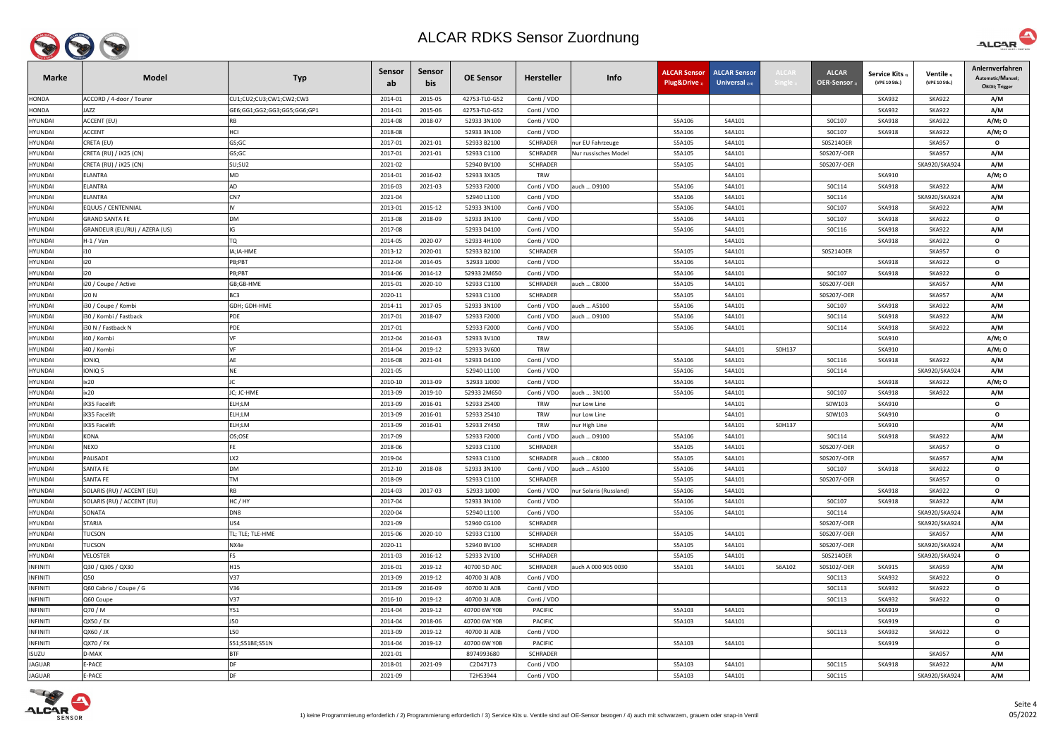# ALCAR RDKS Sensor Zuordnung

| Marke | Model | Typ | Sensor ab | Sensor bis | OE Sensor | Hersteller | Info | ALCAR Sensor Plug&Drive 1) | ALCAR Sensor Universal 2) 4) | ALCAR Single 1) | ALCAR OER-Sensor 1) | Service Kits 3) (VPE 10 Stk.) | Ventile 3) (VPE 10 Stk.) | Anlernverfahren Automatic/Manuel; OBDII; Trigger |
|---|---|---|---|---|---|---|---|---|---|---|---|---|---|---|
| HONDA | ACCORD / 4-door / Tourer | CU1;CU2;CU3;CW1;CW2;CW3 | 2014-01 | 2015-05 | 42753-TL0-G52 | Conti / VDO | | | | | | SKA932 | SKA922 | A/M |
| HONDA | JAZZ | GE6;GG1;GG2;GG3;GG5;GG6;GP1 | 2014-01 | 2015-06 | 42753-TL0-G52 | Conti / VDO | | | | | | SKA932 | SKA922 | A/M |
| HYUNDAI | ACCENT (EU) | RB | 2014-08 | 2018-07 | 52933 3N100 | Conti / VDO | | S5A106 | S4A101 | | S0C107 | SKA918 | SKA922 | A/M; O |
| HYUNDAI | ACCENT | HCI | 2018-08 | | 52933 3N100 | Conti / VDO | | S5A106 | S4A101 | | S0C107 | SKA918 | SKA922 | A/M; O |
| HYUNDAI | CRETA (EU) | GS;GC | 2017-01 | 2021-01 | 52933 B2100 | SCHRADER | nur EU Fahrzeuge | S5A105 | S4A101 | | S0S214OER | | SKA957 | O |
| HYUNDAI | CRETA (RU) / iX25 (CN) | GS;GC | 2017-01 | 2021-01 | 52933 C1100 | SCHRADER | Nur russisches Model | S5A105 | S4A101 | | S0S207/-OER | | SKA957 | A/M |
| HYUNDAI | CRETA (RU) / iX25 (CN) | SU;SU2 | 2021-02 | | 52940 BV100 | SCHRADER | | S5A105 | S4A101 | | S0S207/-OER | | SKA920/SKA924 | A/M |
| HYUNDAI | ELANTRA | MD | 2014-01 | 2016-02 | 52933 3X305 | TRW | | | S4A101 | | | SKA910 | | A/M; O |
| HYUNDAI | ELANTRA | AD | 2016-03 | 2021-03 | 52933 F2000 | Conti / VDO | auch ... D9100 | S5A106 | S4A101 | | S0C114 | SKA918 | SKA922 | A/M |
| HYUNDAI | ELANTRA | CN7 | 2021-04 | | 52940 L1100 | Conti / VDO | | S5A106 | S4A101 | | S0C114 | | SKA920/SKA924 | A/M |
| HYUNDAI | EQUUS / CENTENNIAL | IV | 2013-01 | 2015-12 | 52933 3N100 | Conti / VDO | | S5A106 | S4A101 | | S0C107 | SKA918 | SKA922 | A/M |
| HYUNDAI | GRAND SANTA FE | DM | 2013-08 | 2018-09 | 52933 3N100 | Conti / VDO | | S5A106 | S4A101 | | S0C107 | SKA918 | SKA922 | O |
| HYUNDAI | GRANDEUR (EU/RU) / AZERA (US) | IG | 2017-08 | | 52933 D4100 | Conti / VDO | | S5A106 | S4A101 | | S0C116 | SKA918 | SKA922 | A/M |
| HYUNDAI | H-1 / Van | TQ | 2014-05 | 2020-07 | 52933 4H100 | Conti / VDO | | | S4A101 | | | SKA918 | SKA922 | O |
| HYUNDAI | i10 | IA;IA-HME | 2013-12 | 2020-01 | 52933 B2100 | SCHRADER | | S5A105 | S4A101 | | S0S214OER | | SKA957 | O |
| HYUNDAI | i20 | PB;PBT | 2012-04 | 2014-05 | 52933 1J000 | Conti / VDO | | S5A106 | S4A101 | | | SKA918 | SKA922 | O |
| HYUNDAI | i20 | PB;PBT | 2014-06 | 2014-12 | 52933 2M650 | Conti / VDO | | S5A106 | S4A101 | | S0C107 | SKA918 | SKA922 | O |
| HYUNDAI | i20 / Coupe / Active | GB;GB-HME | 2015-01 | 2020-10 | 52933 C1100 | SCHRADER | auch ... C8000 | S5A105 | S4A101 | | S0S207/-OER | | SKA957 | A/M |
| HYUNDAI | i20 N | BC3 | 2020-11 | | 52933 C1100 | SCHRADER | | S5A105 | S4A101 | | S0S207/-OER | | SKA957 | A/M |
| HYUNDAI | i30 / Coupe / Kombi | GDH; GDH-HME | 2014-11 | 2017-05 | 52933 3N100 | Conti / VDO | auch ... A5100 | S5A106 | S4A101 | | S0C107 | SKA918 | SKA922 | A/M |
| HYUNDAI | i30 / Kombi / Fastback | PDE | 2017-01 | 2018-07 | 52933 F2000 | Conti / VDO | auch ... D9100 | S5A106 | S4A101 | | S0C114 | SKA918 | SKA922 | A/M |
| HYUNDAI | i30 N / Fastback N | PDE | 2017-01 | | 52933 F2000 | Conti / VDO | | S5A106 | S4A101 | | S0C114 | SKA918 | SKA922 | A/M |
| HYUNDAI | i40 / Kombi | VF | 2012-04 | 2014-03 | 52933 3V100 | TRW | | | | | | SKA910 | | A/M; O |
| HYUNDAI | i40 / Kombi | VF | 2014-04 | 2019-12 | 52933 3V600 | TRW | | | S4A101 | S0H137 | | SKA910 | | A/M; O |
| HYUNDAI | IONIQ | AE | 2016-08 | 2021-04 | 52933 D4100 | Conti / VDO | | S5A106 | S4A101 | | S0C116 | SKA918 | SKA922 | A/M |
| HYUNDAI | IONIQ 5 | NE | 2021-05 | | 52940 L1100 | Conti / VDO | | S5A106 | S4A101 | | S0C114 | | SKA920/SKA924 | A/M |
| HYUNDAI | ix20 | JC | 2010-10 | 2013-09 | 52933 1J000 | Conti / VDO | | S5A106 | S4A101 | | | SKA918 | SKA922 | A/M; O |
| HYUNDAI | ix20 | JC; JC-HME | 2013-09 | 2019-10 | 52933 2M650 | Conti / VDO | auch ... 3N100 | S5A106 | S4A101 | | S0C107 | SKA918 | SKA922 | A/M |
| HYUNDAI | iX35 Facelift | ELH;LM | 2013-09 | 2016-01 | 52933 2S400 | TRW | nur Low Line | | S4A101 | | S0W103 | SKA910 | | O |
| HYUNDAI | iX35 Facelift | ELH;LM | 2013-09 | 2016-01 | 52933 2S410 | TRW | nur Low Line | | S4A101 | | S0W103 | SKA910 | | O |
| HYUNDAI | iX35 Facelift | ELH;LM | 2013-09 | 2016-01 | 52933 2Y450 | TRW | nur High Line | | S4A101 | S0H137 | | SKA910 | | A/M |
| HYUNDAI | KONA | OS;OSE | 2017-09 | | 52933 F2000 | Conti / VDO | auch ... D9100 | S5A106 | S4A101 | | S0C114 | SKA918 | SKA922 | A/M |
| HYUNDAI | NEXO | FE | 2018-06 | | 52933 C1100 | SCHRADER | | S5A105 | S4A101 | | S0S207/-OER | | SKA957 | O |
| HYUNDAI | PALISADE | LX2 | 2019-04 | | 52933 C1100 | SCHRADER | auch ... C8000 | S5A105 | S4A101 | | S0S207/-OER | | SKA957 | A/M |
| HYUNDAI | SANTA FE | DM | 2012-10 | 2018-08 | 52933 3N100 | Conti / VDO | auch ... A5100 | S5A106 | S4A101 | | S0C107 | SKA918 | SKA922 | O |
| HYUNDAI | SANTA FE | TM | 2018-09 | | 52933 C1100 | SCHRADER | | S5A105 | S4A101 | | S0S207/-OER | | SKA957 | O |
| HYUNDAI | SOLARIS (RU) / ACCENT (EU) | RB | 2014-03 | 2017-03 | 52933 1J000 | Conti / VDO | nur Solaris (Russland) | S5A106 | S4A101 | | | SKA918 | SKA922 | O |
| HYUNDAI | SOLARIS (RU) / ACCENT (EU) | HC / HY | 2017-04 | | 52933 3N100 | Conti / VDO | | S5A106 | S4A101 | | S0C107 | SKA918 | SKA922 | A/M |
| HYUNDAI | SONATA | DN8 | 2020-04 | | 52940 L1100 | Conti / VDO | | S5A106 | S4A101 | | S0C114 | | SKA920/SKA924 | A/M |
| HYUNDAI | STARIA | US4 | 2021-09 | | 52940 CG100 | SCHRADER | | | | | S0S207/-OER | | SKA920/SKA924 | A/M |
| HYUNDAI | TUCSON | TL; TLE; TLE-HME | 2015-06 | 2020-10 | 52933 C1100 | SCHRADER | | S5A105 | S4A101 | | S0S207/-OER | | SKA957 | A/M |
| HYUNDAI | TUCSON | NX4e | 2020-11 | | 52940 BV100 | SCHRADER | | S5A105 | S4A101 | | S0S207/-OER | | SKA920/SKA924 | A/M |
| HYUNDAI | VELOSTER | FS | 2011-03 | 2016-12 | 52933 2V100 | SCHRADER | | S5A105 | S4A101 | | S0S214OER | | SKA920/SKA924 | O |
| INFINITI | Q30 / Q30S / QX30 | H15 | 2016-01 | 2019-12 | 40700 5D A0C | SCHRADER | auch A 000 905 0030 | S5A101 | S4A101 | S6A102 | S0S102/-OER | SKA915 | SKA959 | A/M |
| INFINITI | Q50 | V37 | 2013-09 | 2019-12 | 40700 3J A0B | Conti / VDO | | | | | S0C113 | SKA932 | SKA922 | O |
| INFINITI | Q60 Cabrio / Coupe / G | V36 | 2013-09 | 2016-09 | 40700 3J A0B | Conti / VDO | | | | | S0C113 | SKA932 | SKA922 | O |
| INFINITI | Q60 Coupe | V37 | 2016-10 | 2019-12 | 40700 3J A0B | Conti / VDO | | | | | S0C113 | SKA932 | SKA922 | O |
| INFINITI | Q70 / M | Y51 | 2014-04 | 2019-12 | 40700 6W Y0B | PACIFIC | | S5A103 | S4A101 | | | SKA919 | | O |
| INFINITI | QX50 / EX | J50 | 2014-04 | 2018-06 | 40700 6W Y0B | PACIFIC | | S5A103 | S4A101 | | | SKA919 | | O |
| INFINITI | QX60 / JX | L50 | 2013-09 | 2019-12 | 40700 3J A0B | Conti / VDO | | | | | S0C113 | SKA932 | SKA922 | O |
| INFINITI | QX70 / FX | S51;S51BE;S51N | 2014-04 | 2019-12 | 40700 6W Y0B | PACIFIC | | S5A103 | S4A101 | | | SKA919 | | O |
| ISUZU | D-MAX | BTF | 2021-01 | | 8974993680 | SCHRADER | | | | | | | SKA957 | A/M |
| JAGUAR | E-PACE | DF | 2018-01 | 2021-09 | C2D47173 | Conti / VDO | | S5A103 | S4A101 | | S0C115 | SKA918 | SKA922 | A/M |
| JAGUAR | E-PACE | DF | 2021-09 | | T2H53944 | Conti / VDO | | S5A103 | S4A101 | | S0C115 | | SKA920/SKA924 | A/M |

1) keine Programmierung erforderlich / 2) Programmierung erforderlich / 3) Service Kits u. Ventile sind auf OE-Sensor bezogen / 4) auch mit schwarzem, grauem oder snap-in Ventil

05/2022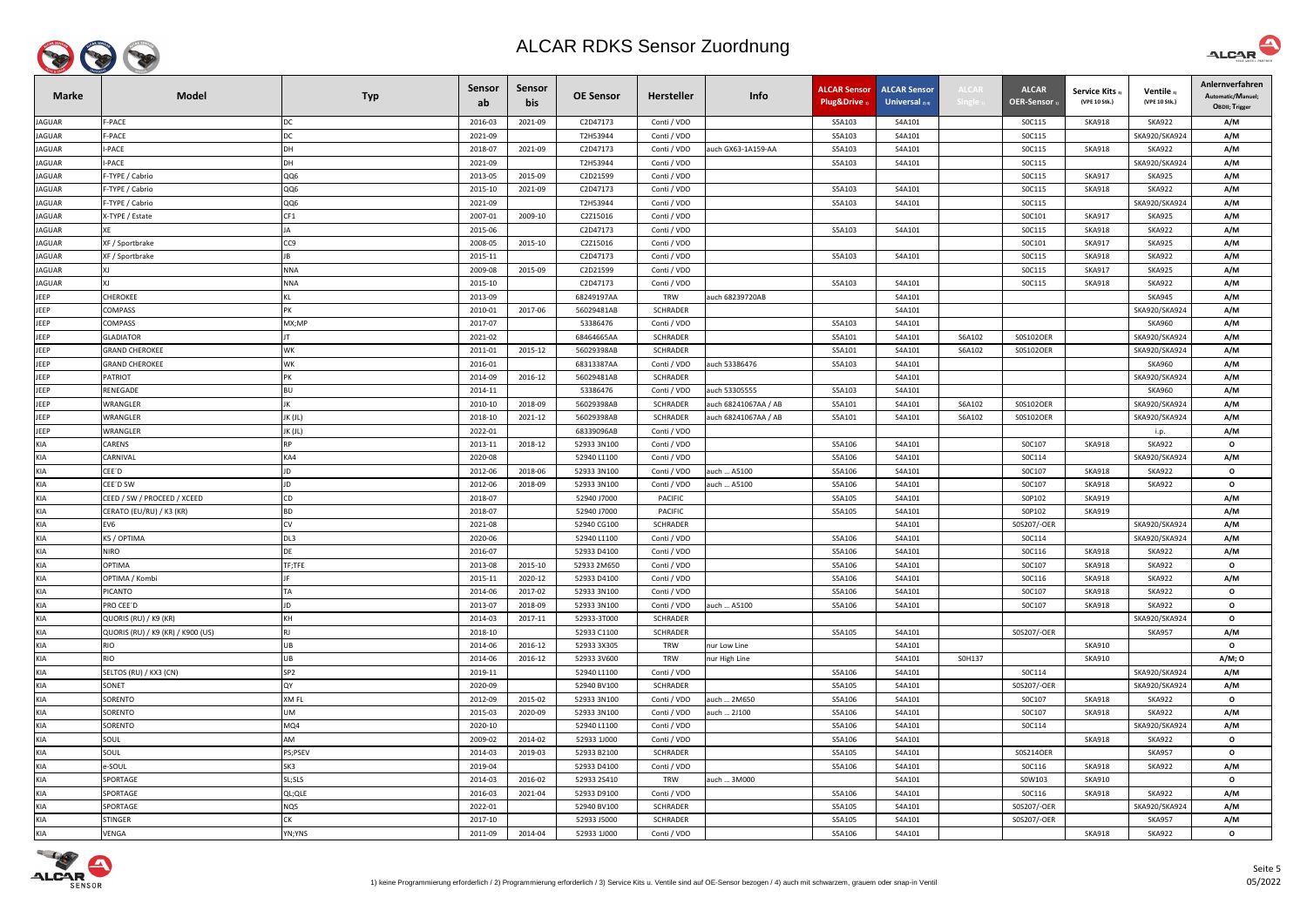# ALCAR RDKS Sensor Zuordnung

| Marke | Model | Typ | Sensor ab | Sensor bis | OE Sensor | Hersteller | Info | ALCAR Sensor Plug&Drive 1) | ALCAR Sensor Universal 2) 4) | ALCAR Single 1) | ALCAR OER-Sensor 1) | Service Kits 3) (VPE 10 Stk.) | Ventile 3) (VPE 10 Stk.) | Anlernverfahren Automatic/Manuel; OBDII; Trigger |
|---|---|---|---|---|---|---|---|---|---|---|---|---|---|---|
| JAGUAR | F-PACE | DC | 2016-03 | 2021-09 | C2D47173 | Conti / VDO | | S5A103 | S4A101 | | S0C115 | SKA918 | SKA922 | A/M |
| JAGUAR | F-PACE | DC | 2021-09 | | T2H53944 | Conti / VDO | | S5A103 | S4A101 | | S0C115 | | SKA920/SKA924 | A/M |
| JAGUAR | I-PACE | DH | 2018-07 | 2021-09 | C2D47173 | Conti / VDO | auch GX63-1A159-AA | S5A103 | S4A101 | | S0C115 | SKA918 | SKA922 | A/M |
| JAGUAR | I-PACE | DH | 2021-09 | | T2H53944 | Conti / VDO | | S5A103 | S4A101 | | S0C115 | | SKA920/SKA924 | A/M |
| JAGUAR | F-TYPE / Cabrio | QQ6 | 2013-05 | 2015-09 | C2D21599 | Conti / VDO | | | | | S0C115 | SKA917 | SKA925 | A/M |
| JAGUAR | F-TYPE / Cabrio | QQ6 | 2015-10 | 2021-09 | C2D47173 | Conti / VDO | | S5A103 | S4A101 | | S0C115 | SKA918 | SKA922 | A/M |
| JAGUAR | F-TYPE / Cabrio | QQ6 | 2021-09 | | T2H53944 | Conti / VDO | | S5A103 | S4A101 | | S0C115 | | SKA920/SKA924 | A/M |
| JAGUAR | X-TYPE / Estate | CF1 | 2007-01 | 2009-10 | C2Z15016 | Conti / VDO | | | | | S0C101 | SKA917 | SKA925 | A/M |
| JAGUAR | XE | JA | 2015-06 | | C2D47173 | Conti / VDO | | S5A103 | S4A101 | | S0C115 | SKA918 | SKA922 | A/M |
| JAGUAR | XF / Sportbrake | CC9 | 2008-05 | 2015-10 | C2Z15016 | Conti / VDO | | | | | S0C101 | SKA917 | SKA925 | A/M |
| JAGUAR | XF / Sportbrake | JB | 2015-11 | | C2D47173 | Conti / VDO | | S5A103 | S4A101 | | S0C115 | SKA918 | SKA922 | A/M |
| JAGUAR | XJ | NNA | 2009-08 | 2015-09 | C2D21599 | Conti / VDO | | | | | S0C115 | SKA917 | SKA925 | A/M |
| JAGUAR | XJ | NNA | 2015-10 | | C2D47173 | Conti / VDO | | S5A103 | S4A101 | | S0C115 | SKA918 | SKA922 | A/M |
| JEEP | CHEROKEE | KL | 2013-09 | | 68249197AA | TRW | auch 68239720AB | | S4A101 | | | | SKA945 | A/M |
| JEEP | COMPASS | PK | 2010-01 | 2017-06 | 56029481AB | SCHRADER | | | S4A101 | | | | SKA920/SKA924 | A/M |
| JEEP | COMPASS | MX;MP | 2017-07 | | 53386476 | Conti / VDO | | S5A103 | S4A101 | | | | SKA960 | A/M |
| JEEP | GLADIATOR | JT | 2021-02 | | 68464665AA | SCHRADER | | S5A101 | S4A101 | S6A102 | S0S102OER | | SKA920/SKA924 | A/M |
| JEEP | GRAND CHEROKEE | WK | 2011-01 | 2015-12 | 56029398AB | SCHRADER | | S5A101 | S4A101 | S6A102 | S0S102OER | | SKA920/SKA924 | A/M |
| JEEP | GRAND CHEROKEE | WK | 2016-01 | | 68313387AA | Conti / VDO | auch 53386476 | S5A103 | S4A101 | | | | SKA960 | A/M |
| JEEP | PATRIOT | PK | 2014-09 | 2016-12 | 56029481AB | SCHRADER | | | S4A101 | | | | SKA920/SKA924 | A/M |
| JEEP | RENEGADE | BU | 2014-11 | | 53386476 | Conti / VDO | auch 53305555 | S5A103 | S4A101 | | | | SKA960 | A/M |
| JEEP | WRANGLER | JK | 2010-10 | 2018-09 | 56029398AB | SCHRADER | auch 68241067AA / AB | S5A101 | S4A101 | S6A102 | S0S102OER | | SKA920/SKA924 | A/M |
| JEEP | WRANGLER | JK (JL) | 2018-10 | 2021-12 | 56029398AB | SCHRADER | auch 68241067AA / AB | S5A101 | S4A101 | S6A102 | S0S102OER | | SKA920/SKA924 | A/M |
| JEEP | WRANGLER | JK (JL) | 2022-01 | | 68339096AB | Conti / VDO | | | | | | | i.p. | A/M |
| KIA | CARENS | RP | 2013-11 | 2018-12 | 52933 3N100 | Conti / VDO | | S5A106 | S4A101 | | S0C107 | SKA918 | SKA922 | O |
| KIA | CARNIVAL | KA4 | 2020-08 | | 52940 L1100 | Conti / VDO | | S5A106 | S4A101 | | S0C114 | | SKA920/SKA924 | A/M |
| KIA | CEE´D | JD | 2012-06 | 2018-06 | 52933 3N100 | Conti / VDO | auch ... A5100 | S5A106 | S4A101 | | S0C107 | SKA918 | SKA922 | O |
| KIA | CEE´D SW | JD | 2012-06 | 2018-09 | 52933 3N100 | Conti / VDO | auch ... A5100 | S5A106 | S4A101 | | S0C107 | SKA918 | SKA922 | O |
| KIA | CEED / SW / PROCEED / XCEED | CD | 2018-07 | | 52940 J7000 | PACIFIC | | S5A105 | S4A101 | | S0P102 | SKA919 | | A/M |
| KIA | CERATO (EU/RU) / K3 (KR) | BD | 2018-07 | | 52940 J7000 | PACIFIC | | S5A105 | S4A101 | | S0P102 | SKA919 | | A/M |
| KIA | EV6 | CV | 2021-08 | | 52940 CG100 | SCHRADER | | | S4A101 | | S0S207/-OER | | SKA920/SKA924 | A/M |
| KIA | K5 / OPTIMA | DL3 | 2020-06 | | 52940 L1100 | Conti / VDO | | S5A106 | S4A101 | | S0C114 | | SKA920/SKA924 | A/M |
| KIA | NIRO | DE | 2016-07 | | 52933 D4100 | Conti / VDO | | S5A106 | S4A101 | | S0C116 | SKA918 | SKA922 | A/M |
| KIA | OPTIMA | TF;TFE | 2013-08 | 2015-10 | 52933 2M650 | Conti / VDO | | S5A106 | S4A101 | | S0C107 | SKA918 | SKA922 | O |
| KIA | OPTIMA / Kombi | JF | 2015-11 | 2020-12 | 52933 D4100 | Conti / VDO | | S5A106 | S4A101 | | S0C116 | SKA918 | SKA922 | A/M |
| KIA | PICANTO | TA | 2014-06 | 2017-02 | 52933 3N100 | Conti / VDO | | S5A106 | S4A101 | | S0C107 | SKA918 | SKA922 | O |
| KIA | PRO CEE´D | JD | 2013-07 | 2018-09 | 52933 3N100 | Conti / VDO | auch ... A5100 | S5A106 | S4A101 | | S0C107 | SKA918 | SKA922 | O |
| KIA | QUORIS (RU) / K9 (KR) | KH | 2014-03 | 2017-11 | 52933-3T000 | SCHRADER | | | | | | | SKA920/SKA924 | O |
| KIA | QUORIS (RU) / K9 (KR) / K900 (US) | RJ | 2018-10 | | 52933 C1100 | SCHRADER | | S5A105 | S4A101 | | S0S207/-OER | | SKA957 | A/M |
| KIA | RIO | UB | 2014-06 | 2016-12 | 52933 3X305 | TRW | nur Low Line | | S4A101 | | | SKA910 | | O |
| KIA | RIO | UB | 2014-06 | 2016-12 | 52933 3V600 | TRW | nur High Line | | S4A101 | S0H137 | | SKA910 | | A/M; O |
| KIA | SELTOS (RU) / KX3 (CN) | SP2 | 2019-11 | | 52940 L1100 | Conti / VDO | | S5A106 | S4A101 | | S0C114 | | SKA920/SKA924 | A/M |
| KIA | SONET | QY | 2020-09 | | 52940 BV100 | SCHRADER | | S5A105 | S4A101 | | S0S207/-OER | | SKA920/SKA924 | A/M |
| KIA | SORENTO | XM FL | 2012-09 | 2015-02 | 52933 3N100 | Conti / VDO | auch ... 2M650 | S5A106 | S4A101 | | S0C107 | SKA918 | SKA922 | O |
| KIA | SORENTO | UM | 2015-03 | 2020-09 | 52933 3N100 | Conti / VDO | auch ... 2J100 | S5A106 | S4A101 | | S0C107 | SKA918 | SKA922 | A/M |
| KIA | SORENTO | MQ4 | 2020-10 | | 52940 L1100 | Conti / VDO | | S5A106 | S4A101 | | S0C114 | | SKA920/SKA924 | A/M |
| KIA | SOUL | AM | 2009-02 | 2014-02 | 52933 1J000 | Conti / VDO | | S5A106 | S4A101 | | | SKA918 | SKA922 | O |
| KIA | SOUL | PS;PSEV | 2014-03 | 2019-03 | 52933 B2100 | SCHRADER | | S5A105 | S4A101 | | S0S214OER | | SKA957 | O |
| KIA | e-SOUL | SK3 | 2019-04 | | 52933 D4100 | Conti / VDO | | S5A106 | S4A101 | | S0C116 | SKA918 | SKA922 | A/M |
| KIA | SPORTAGE | SL;SLS | 2014-03 | 2016-02 | 52933 2S410 | TRW | auch ... 3M000 | | S4A101 | | S0W103 | SKA910 | | O |
| KIA | SPORTAGE | QL;QLE | 2016-03 | 2021-04 | 52933 D9100 | Conti / VDO | | S5A106 | S4A101 | | S0C116 | SKA918 | SKA922 | A/M |
| KIA | SPORTAGE | NQ5 | 2022-01 | | 52940 BV100 | SCHRADER | | S5A105 | S4A101 | | S0S207/-OER | | SKA920/SKA924 | A/M |
| KIA | STINGER | CK | 2017-10 | | 52933 J5000 | SCHRADER | | S5A105 | S4A101 | | S0S207/-OER | | SKA957 | A/M |
| KIA | VENGA | YN;YNS | 2011-09 | 2014-04 | 52933 1J000 | Conti / VDO | | S5A106 | S4A101 | | | SKA918 | SKA922 | O |

1) keine Programmierung erforderlich / 2) Programmierung erforderlich / 3) Service Kits u. Ventile sind auf OE-Sensor bezogen / 4) auch mit schwarzem, grauem oder snap-in Ventil

05/2022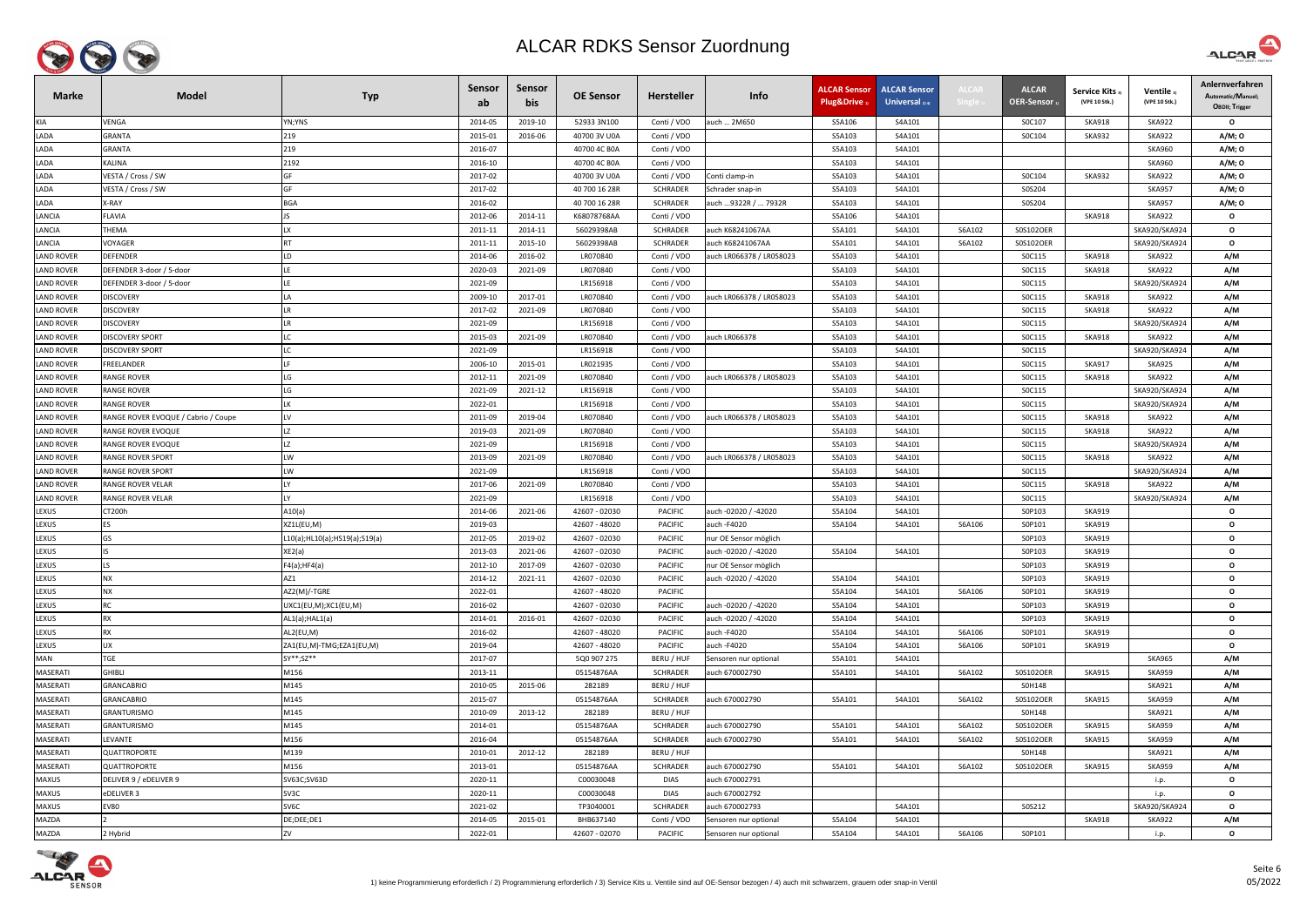# ALCAR RDKS Sensor Zuordnung

| Marke | Model | Typ | Sensor ab | Sensor bis | OE Sensor | Hersteller | Info | ALCAR Sensor Plug&Drive 1) | ALCAR Sensor Universal 2) 4) | ALCAR Single 2) | ALCAR OER-Sensor 1) | Service Kits 3) (VPE 10 Stk.) | Ventile 3) (VPE 10 Stk.) | Anlernverfahren Automatic/Manuel; OBDII; Trigger |
|---|---|---|---|---|---|---|---|---|---|---|---|---|---|---|
| KIA | VENGA | YN;YNS | 2014-05 | 2019-10 | 52933 3N100 | Conti / VDO | auch ... 2M650 | S5A106 | S4A101 | | S0C107 | SKA918 | SKA922 | O |
| LADA | GRANTA | 219 | 2015-01 | 2016-06 | 40700 3V U0A | Conti / VDO | | S5A103 | S4A101 | | S0C104 | SKA932 | SKA922 | A/M; O |
| LADA | GRANTA | 219 | 2016-07 | | 40700 4C B0A | Conti / VDO | | S5A103 | S4A101 | | | | SKA960 | A/M; O |
| LADA | KALINA | 2192 | 2016-10 | | 40700 4C B0A | Conti / VDO | | S5A103 | S4A101 | | | | SKA960 | A/M; O |
| LADA | VESTA / Cross / SW | GF | 2017-02 | | 40700 3V U0A | Conti / VDO | Conti clamp-in | S5A103 | S4A101 | | S0C104 | SKA932 | SKA922 | A/M; O |
| LADA | VESTA / Cross / SW | GF | 2017-02 | | 40 700 16 28R | SCHRADER | Schrader snap-in | S5A103 | S4A101 | | S0S204 | | SKA957 | A/M; O |
| LADA | X-RAY | BGA | 2016-02 | | 40 700 16 28R | SCHRADER | auch ...9322R / ... 7932R | S5A103 | S4A101 | | S0S204 | | SKA957 | A/M; O |
| LANCIA | FLAVIA | JS | 2012-06 | 2014-11 | K68078768AA | Conti / VDO | | S5A106 | S4A101 | | | SKA918 | SKA922 | O |
| LANCIA | THEMA | LX | 2011-11 | 2014-11 | 56029398AB | SCHRADER | auch K68241067AA | S5A101 | S4A101 | S6A102 | S0S102OER | | SKA920/SKA924 | O |
| LANCIA | VOYAGER | RT | 2011-11 | 2015-10 | 56029398AB | SCHRADER | auch K68241067AA | S5A101 | S4A101 | S6A102 | S0S102OER | | SKA920/SKA924 | O |
| LAND ROVER | DEFENDER | LD | 2014-06 | 2016-02 | LR070840 | Conti / VDO | auch LR066378 / LR058023 | S5A103 | S4A101 | | S0C115 | SKA918 | SKA922 | A/M |
| LAND ROVER | DEFENDER 3-door / 5-door | LE | 2020-03 | 2021-09 | LR070840 | Conti / VDO | | S5A103 | S4A101 | | S0C115 | SKA918 | SKA922 | A/M |
| LAND ROVER | DEFENDER 3-door / 5-door | LE | 2021-09 | | LR156918 | Conti / VDO | | S5A103 | S4A101 | | S0C115 | | SKA920/SKA924 | A/M |
| LAND ROVER | DISCOVERY | LA | 2009-10 | 2017-01 | LR070840 | Conti / VDO | auch LR066378 / LR058023 | S5A103 | S4A101 | | S0C115 | SKA918 | SKA922 | A/M |
| LAND ROVER | DISCOVERY | LR | 2017-02 | 2021-09 | LR070840 | Conti / VDO | | S5A103 | S4A101 | | S0C115 | SKA918 | SKA922 | A/M |
| LAND ROVER | DISCOVERY | LR | 2021-09 | | LR156918 | Conti / VDO | | S5A103 | S4A101 | | S0C115 | | SKA920/SKA924 | A/M |
| LAND ROVER | DISCOVERY SPORT | LC | 2015-03 | 2021-09 | LR070840 | Conti / VDO | auch LR066378 | S5A103 | S4A101 | | S0C115 | SKA918 | SKA922 | A/M |
| LAND ROVER | DISCOVERY SPORT | LC | 2021-09 | | LR156918 | Conti / VDO | | S5A103 | S4A101 | | S0C115 | | SKA920/SKA924 | A/M |
| LAND ROVER | FREELANDER | LF | 2006-10 | 2015-01 | LR021935 | Conti / VDO | | S5A103 | S4A101 | | S0C115 | SKA917 | SKA925 | A/M |
| LAND ROVER | RANGE ROVER | LG | 2012-11 | 2021-09 | LR070840 | Conti / VDO | auch LR066378 / LR058023 | S5A103 | S4A101 | | S0C115 | SKA918 | SKA922 | A/M |
| LAND ROVER | RANGE ROVER | LG | 2021-09 | 2021-12 | LR156918 | Conti / VDO | | S5A103 | S4A101 | | S0C115 | | SKA920/SKA924 | A/M |
| LAND ROVER | RANGE ROVER | LK | 2022-01 | | LR156918 | Conti / VDO | | S5A103 | S4A101 | | S0C115 | | SKA920/SKA924 | A/M |
| LAND ROVER | RANGE ROVER EVOQUE / Cabrio / Coupe | LV | 2011-09 | 2019-04 | LR070840 | Conti / VDO | auch LR066378 / LR058023 | S5A103 | S4A101 | | S0C115 | SKA918 | SKA922 | A/M |
| LAND ROVER | RANGE ROVER EVOQUE | LZ | 2019-03 | 2021-09 | LR070840 | Conti / VDO | | S5A103 | S4A101 | | S0C115 | SKA918 | SKA922 | A/M |
| LAND ROVER | RANGE ROVER EVOQUE | LZ | 2021-09 | | LR156918 | Conti / VDO | | S5A103 | S4A101 | | S0C115 | | SKA920/SKA924 | A/M |
| LAND ROVER | RANGE ROVER SPORT | LW | 2013-09 | 2021-09 | LR070840 | Conti / VDO | auch LR066378 / LR058023 | S5A103 | S4A101 | | S0C115 | SKA918 | SKA922 | A/M |
| LAND ROVER | RANGE ROVER SPORT | LW | 2021-09 | | LR156918 | Conti / VDO | | S5A103 | S4A101 | | S0C115 | | SKA920/SKA924 | A/M |
| LAND ROVER | RANGE ROVER VELAR | LY | 2017-06 | 2021-09 | LR070840 | Conti / VDO | | S5A103 | S4A101 | | S0C115 | SKA918 | SKA922 | A/M |
| LAND ROVER | RANGE ROVER VELAR | LY | 2021-09 | | LR156918 | Conti / VDO | | S5A103 | S4A101 | | S0C115 | | SKA920/SKA924 | A/M |
| LEXUS | CT200h | A10(a) | 2014-06 | 2021-06 | 42607 - 02030 | PACIFIC | auch -02020 / -42020 | S5A104 | S4A101 | | S0P103 | SKA919 | | O |
| LEXUS | ES | XZ1L(EU,M) | 2019-03 | | 42607 - 48020 | PACIFIC | auch -F4020 | S5A104 | S4A101 | S6A106 | S0P101 | SKA919 | | O |
| LEXUS | GS | L10(a);HL10(a);HS19(a);S19(a) | 2012-05 | 2019-02 | 42607 - 02030 | PACIFIC | nur OE Sensor möglich | | | | S0P103 | SKA919 | | O |
| LEXUS | IS | XE2(a) | 2013-03 | 2021-06 | 42607 - 02030 | PACIFIC | auch -02020 / -42020 | S5A104 | S4A101 | | S0P103 | SKA919 | | O |
| LEXUS | LS | F4(a);HF4(a) | 2012-10 | 2017-09 | 42607 - 02030 | PACIFIC | nur OE Sensor möglich | | | | S0P103 | SKA919 | | O |
| LEXUS | NX | AZ1 | 2014-12 | 2021-11 | 42607 - 02030 | PACIFIC | auch -02020 / -42020 | S5A104 | S4A101 | | S0P103 | SKA919 | | O |
| LEXUS | NX | AZ2(M)/-TGRE | 2022-01 | | 42607 - 48020 | PACIFIC | | S5A104 | S4A101 | S6A106 | S0P101 | SKA919 | | O |
| LEXUS | RC | UXC1(EU,M);XC1(EU,M) | 2016-02 | | 42607 - 02030 | PACIFIC | auch -02020 / -42020 | S5A104 | S4A101 | | S0P103 | SKA919 | | O |
| LEXUS | RX | AL1(a);HAL1(a) | 2014-01 | 2016-01 | 42607 - 02030 | PACIFIC | auch -02020 / -42020 | S5A104 | S4A101 | | S0P103 | SKA919 | | O |
| LEXUS | RX | AL2(EU,M) | 2016-02 | | 42607 - 48020 | PACIFIC | auch -F4020 | S5A104 | S4A101 | S6A106 | S0P101 | SKA919 | | O |
| LEXUS | UX | ZA1(EU,M)-TMG;EZA1(EU,M) | 2019-04 | | 42607 - 48020 | PACIFIC | auch -F4020 | S5A104 | S4A101 | S6A106 | S0P101 | SKA919 | | O |
| MAN | TGE | SY**;SZ** | 2017-07 | | 5Q0 907 275 | BERU / HUF | Sensoren nur optional | S5A101 | S4A101 | | | | SKA965 | A/M |
| MASERATI | GHIBLI | M156 | 2013-11 | | 05154876AA | SCHRADER | auch 670002790 | S5A101 | S4A101 | S6A102 | S0S102OER | SKA915 | SKA959 | A/M |
| MASERATI | GRANCABRIO | M145 | 2010-05 | 2015-06 | 282189 | BERU / HUF | | | | | S0H148 | | SKA921 | A/M |
| MASERATI | GRANCABRIO | M145 | 2015-07 | | 05154876AA | SCHRADER | auch 670002790 | S5A101 | S4A101 | S6A102 | S0S102OER | SKA915 | SKA959 | A/M |
| MASERATI | GRANTURISMO | M145 | 2010-09 | 2013-12 | 282189 | BERU / HUF | | | | | S0H148 | | SKA921 | A/M |
| MASERATI | GRANTURISMO | M145 | 2014-01 | | 05154876AA | SCHRADER | auch 670002790 | S5A101 | S4A101 | S6A102 | S0S102OER | SKA915 | SKA959 | A/M |
| MASERATI | LEVANTE | M156 | 2016-04 | | 05154876AA | SCHRADER | auch 670002790 | S5A101 | S4A101 | S6A102 | S0S102OER | SKA915 | SKA959 | A/M |
| MASERATI | QUATTROPORTE | M139 | 2010-01 | 2012-12 | 282189 | BERU / HUF | | | | | S0H148 | | SKA921 | A/M |
| MASERATI | QUATTROPORTE | M156 | 2013-01 | | 05154876AA | SCHRADER | auch 670002790 | S5A101 | S4A101 | S6A102 | S0S102OER | SKA915 | SKA959 | A/M |
| MAXUS | DELIVER 9 / eDELIVER 9 | SV63C;SV63D | 2020-11 | | C00030048 | DIAS | auch 670002791 | | | | | | i.p. | O |
| MAXUS | eDELIVER 3 | SV3C | 2020-11 | | C00030048 | DIAS | auch 670002792 | | | | | | i.p. | O |
| MAXUS | EV80 | SV6C | 2021-02 | | TP3040001 | SCHRADER | auch 670002793 | | S4A101 | | S0S212 | | SKA920/SKA924 | O |
| MAZDA | 2 | DE;DEE;DE1 | 2014-05 | 2015-01 | BHB637140 | Conti / VDO | Sensoren nur optional | S5A104 | S4A101 | | | SKA918 | SKA922 | A/M |
| MAZDA | 2 Hybrid | ZV | 2022-01 | | 42607 - 02070 | PACIFIC | Sensoren nur optional | S5A104 | S4A101 | S6A106 | S0P101 | | i.p. | O |

1) keine Programmierung erforderlich / 2) Programmierung erforderlich / 3) Service Kits u. Ventile sind auf OE-Sensor bezogen / 4) auch mit schwarzem, grauem oder snap-in Ventil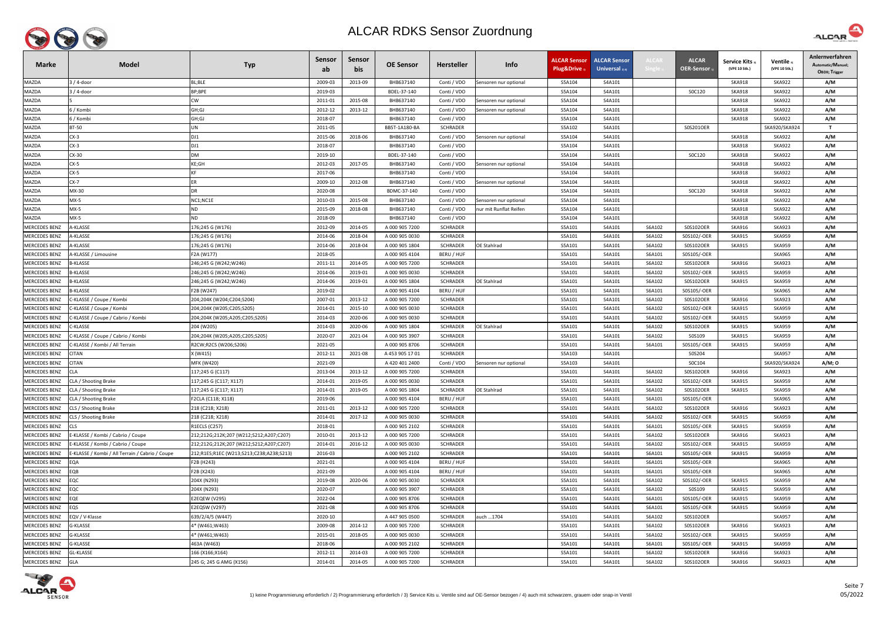# ALCAR RDKS Sensor Zuordnung

| Marke | Model | Typ | Sensor ab | Sensor bis | OE Sensor | Hersteller | Info | ALCAR Sensor Plug&Drive 1) | ALCAR Sensor Universal 2) 4) | ALCAR Single 1) | ALCAR OER-Sensor 1) | Service Kits 3) (VPE 10 Stk.) | Ventile 3) (VPE 10 Stk.) | Anlernverfahren Automatic/Manuel; OBDII; Trigger |
|---|---|---|---|---|---|---|---|---|---|---|---|---|---|---|
| MAZDA | 3 / 4-door | BL;BLE | 2009-03 | 2013-09 | BHB637140 | Conti / VDO | Sensoren nur optional | S5A104 | S4A101 | | | SKA918 | SKA922 | A/M |
| MAZDA | 3 / 4-door | BP;BPE | 2019-03 | | BDEL-37-140 | Conti / VDO | | S5A104 | S4A101 | | S0C120 | SKA918 | SKA922 | A/M |
| MAZDA | 5 | CW | 2011-01 | 2015-08 | BHB637140 | Conti / VDO | Sensoren nur optional | S5A104 | S4A101 | | | SKA918 | SKA922 | A/M |
| MAZDA | 6 / Kombi | GH;GJ | 2012-12 | 2013-12 | BHB637140 | Conti / VDO | Sensoren nur optional | S5A104 | S4A101 | | | SKA918 | SKA922 | A/M |
| MAZDA | 6 / Kombi | GH;GJ | 2018-07 | | BHB637140 | Conti / VDO | | S5A104 | S4A101 | | | SKA918 | SKA922 | A/M |
| MAZDA | BT-50 | UN | 2011-05 | | BB5T-1A180-BA | SCHRADER | | S5A102 | S4A101 | | S0S201OER | | SKA920/SKA924 | T |
| MAZDA | CX-3 | DJ1 | 2015-06 | 2018-06 | BHB637140 | Conti / VDO | Sensoren nur optional | S5A104 | S4A101 | | | SKA918 | SKA922 | A/M |
| MAZDA | CX-3 | DJ1 | 2018-07 | | BHB637140 | Conti / VDO | | S5A104 | S4A101 | | | SKA918 | SKA922 | A/M |
| MAZDA | CX-30 | DM | 2019-10 | | BDEL-37-140 | Conti / VDO | | S5A104 | S4A101 | | S0C120 | SKA918 | SKA922 | A/M |
| MAZDA | CX-5 | KE;GH | 2012-03 | 2017-05 | BHB637140 | Conti / VDO | Sensoren nur optional | S5A104 | S4A101 | | | SKA918 | SKA922 | A/M |
| MAZDA | CX-5 | KF | 2017-06 | | BHB637140 | Conti / VDO | | S5A104 | S4A101 | | | SKA918 | SKA922 | A/M |
| MAZDA | CX-7 | ER | 2009-10 | 2012-08 | BHB637140 | Conti / VDO | Sensoren nur optional | S5A104 | S4A101 | | | SKA918 | SKA922 | A/M |
| MAZDA | MX-30 | DR | 2020-08 | | BDMC-37-140 | Conti / VDO | | S5A104 | S4A101 | | S0C120 | SKA918 | SKA922 | A/M |
| MAZDA | MX-5 | NC1;NC1E | 2010-03 | 2015-08 | BHB637140 | Conti / VDO | Sensoren nur optional | S5A104 | S4A101 | | | SKA918 | SKA922 | A/M |
| MAZDA | MX-5 | ND | 2015-09 | 2018-08 | BHB637140 | Conti / VDO | nur mit Runflat Reifen | S5A104 | S4A101 | | | SKA918 | SKA922 | A/M |
| MAZDA | MX-5 | ND | 2018-09 | | BHB637140 | Conti / VDO | | S5A104 | S4A101 | | | SKA918 | SKA922 | A/M |
| MERCEDES BENZ | A-KLASSE | 176;245 G (W176) | 2012-09 | 2014-05 | A 000 905 7200 | SCHRADER | | S5A101 | S4A101 | S6A102 | S0S102OER | SKA916 | SKA923 | A/M |
| MERCEDES BENZ | A-KLASSE | 176;245 G (W176) | 2014-06 | 2018-04 | A 000 905 0030 | SCHRADER | | S5A101 | S4A101 | S6A102 | S0S102/-OER | SKA915 | SKA959 | A/M |
| MERCEDES BENZ | A-KLASSE | 176;245 G (W176) | 2014-06 | 2018-04 | A 000 905 1804 | SCHRADER | OE Stahlrad | S5A101 | S4A101 | S6A102 | S0S102OER | SKA915 | SKA959 | A/M |
| MERCEDES BENZ | A-KLASSE / Limousine | F2A (W177) | 2018-05 | | A 000 905 4104 | BERU / HUF | | S5A101 | S4A101 | S6A101 | S0S105/-OER | | SKA965 | A/M |
| MERCEDES BENZ | B-KLASSE | 246;245 G (W242;W246) | 2011-11 | 2014-05 | A 000 905 7200 | SCHRADER | | S5A101 | S4A101 | S6A102 | S0S102OER | SKA916 | SKA923 | A/M |
| MERCEDES BENZ | B-KLASSE | 246;245 G (W242;W246) | 2014-06 | 2019-01 | A 000 905 0030 | SCHRADER | | S5A101 | S4A101 | S6A102 | S0S102/-OER | SKA915 | SKA959 | A/M |
| MERCEDES BENZ | B-KLASSE | 246;245 G (W242;W246) | 2014-06 | 2019-01 | A 000 905 1804 | SCHRADER | OE Stahlrad | S5A101 | S4A101 | S6A102 | S0S102OER | SKA915 | SKA959 | A/M |
| MERCEDES BENZ | B-KLASSE | F2B (W247) | 2019-02 | | A 000 905 4104 | BERU / HUF | | S5A101 | S4A101 | S6A101 | S0S105/-OER | | SKA965 | A/M |
| MERCEDES BENZ | C-KLASSE / Coupe / Kombi | 204;204K (W204;C204;S204) | 2007-01 | 2013-12 | A 000 905 7200 | SCHRADER | | S5A101 | S4A101 | S6A102 | S0S102OER | SKA916 | SKA923 | A/M |
| MERCEDES BENZ | C-KLASSE / Coupe / Kombi | 204;204K (W205;C205;S205) | 2014-01 | 2015-10 | A 000 905 0030 | SCHRADER | | S5A101 | S4A101 | S6A102 | S0S102/-OER | SKA915 | SKA959 | A/M |
| MERCEDES BENZ | C-KLASSE / Coupe / Cabrio / Kombi | 204;204K (W205;A205;C205;S205) | 2014-03 | 2020-06 | A 000 905 0030 | SCHRADER | | S5A101 | S4A101 | S6A102 | S0S102/-OER | SKA915 | SKA959 | A/M |
| MERCEDES BENZ | C-KLASSE | 204 (W205) | 2014-03 | 2020-06 | A 000 905 1804 | SCHRADER | OE Stahlrad | S5A101 | S4A101 | S6A102 | S0S102OER | SKA915 | SKA959 | A/M |
| MERCEDES BENZ | C-KLASSE / Coupe / Cabrio / Kombi | 204;204K (W205;A205;C205;S205) | 2020-07 | 2021-04 | A 000 905 3907 | SCHRADER | | S5A101 | S4A101 | S6A102 | S0S109 | SKA915 | SKA959 | A/M |
| MERCEDES BENZ | C-KLASSE / Kombi / All Terrain | R2CW;R2CS (W206;S206) | 2021-05 | | A 000 905 8706 | SCHRADER | | S5A101 | S4A101 | S6A101 | S0S105/-OER | SKA915 | SKA959 | A/M |
| MERCEDES BENZ | CITAN | X (W415) | 2012-11 | 2021-08 | A 453 905 17 01 | SCHRADER | | S5A103 | S4A101 | | S0S204 | | SKA957 | A/M |
| MERCEDES BENZ | CITAN | MFK (W420) | 2021-09 | | A 420 401 2400 | Conti / VDO | Sensoren nur optional | S5A103 | S4A101 | | S0C104 | | SKA920/SKA924 | A/M; O |
| MERCEDES BENZ | CLA | 117;245 G (C117) | 2013-04 | 2013-12 | A 000 905 7200 | SCHRADER | | S5A101 | S4A101 | S6A102 | S0S102OER | SKA916 | SKA923 | A/M |
| MERCEDES BENZ | CLA / Shooting Brake | 117;245 G (C117; X117) | 2014-01 | 2019-05 | A 000 905 0030 | SCHRADER | | S5A101 | S4A101 | S6A102 | S0S102/-OER | SKA915 | SKA959 | A/M |
| MERCEDES BENZ | CLA / Shooting Brake | 117;245 G (C117; X117) | 2014-01 | 2019-05 | A 000 905 1804 | SCHRADER | OE Stahlrad | S5A101 | S4A101 | S6A102 | S0S102OER | SKA915 | SKA959 | A/M |
| MERCEDES BENZ | CLA / Shooting Brake | F2CLA (C118; X118) | 2019-06 | | A 000 905 4104 | BERU / HUF | | S5A101 | S4A101 | S6A101 | S0S105/-OER | | SKA965 | A/M |
| MERCEDES BENZ | CLS / Shooting Brake | 218 (C218; X218) | 2011-01 | 2013-12 | A 000 905 7200 | SCHRADER | | S5A101 | S4A101 | S6A102 | S0S102OER | SKA916 | SKA923 | A/M |
| MERCEDES BENZ | CLS / Shooting Brake | 218 (C218; X218) | 2014-01 | 2017-12 | A 000 905 0030 | SCHRADER | | S5A101 | S4A101 | S6A102 | S0S102/-OER | SKA915 | SKA959 | A/M |
| MERCEDES BENZ | CLS | R1ECLS (C257) | 2018-01 | | A 000 905 2102 | SCHRADER | | S5A101 | S4A101 | S6A101 | S0S105/-OER | SKA915 | SKA959 | A/M |
| MERCEDES BENZ | E-KLASSE / Kombi / Cabrio / Coupe | 212;212G;212K;207 (W212;S212;A207;C207) | 2010-01 | 2013-12 | A 000 905 7200 | SCHRADER | | S5A101 | S4A101 | S6A102 | S0S102OER | SKA916 | SKA923 | A/M |
| MERCEDES BENZ | E-KLASSE / Kombi / Cabrio / Coupe | 212;212G;212K;207 (W212;S212;A207;C207) | 2014-01 | 2016-12 | A 000 905 0030 | SCHRADER | | S5A101 | S4A101 | S6A102 | S0S102/-OER | SKA915 | SKA959 | A/M |
| MERCEDES BENZ | E-KLASSE / Kombi / All Terrain / Cabrio / Coupe | 212;R1ES;R1EC (W213;S213;C238;A238;S213) | 2016-03 | | A 000 905 2102 | SCHRADER | | S5A101 | S4A101 | S6A101 | S0S105/-OER | SKA915 | SKA959 | A/M |
| MERCEDES BENZ | EQA | F2B (H243) | 2021-01 | | A 000 905 4104 | BERU / HUF | | S5A101 | S4A101 | S6A101 | S0S105/-OER | | SKA965 | A/M |
| MERCEDES BENZ | EQB | F2B (X243) | 2021-09 | | A 000 905 4104 | BERU / HUF | | S5A101 | S4A101 | S6A101 | S0S105/-OER | | SKA965 | A/M |
| MERCEDES BENZ | EQC | 204X (N293) | 2019-08 | 2020-06 | A 000 905 0030 | SCHRADER | | S5A101 | S4A101 | S6A102 | S0S102/-OER | SKA915 | SKA959 | A/M |
| MERCEDES BENZ | EQC | 204X (N293) | 2020-07 | | A 000 905 3907 | SCHRADER | | S5A101 | S4A101 | S6A102 | S0S109 | SKA915 | SKA959 | A/M |
| MERCEDES BENZ | EQE | E2EQEW (V295) | 2022-04 | | A 000 905 8706 | SCHRADER | | S5A101 | S4A101 | S6A101 | S0S105/-OER | SKA915 | SKA959 | A/M |
| MERCEDES BENZ | EQS | E2EQSW (V297) | 2021-08 | | A 000 905 8706 | SCHRADER | | S5A101 | S4A101 | S6A101 | S0S105/-OER | SKA915 | SKA959 | A/M |
| MERCEDES BENZ | EQV / V-Klasse | 639/2/4/5 (W447) | 2020-10 | | A 447 905 0500 | SCHRADER | auch ...1704 | S5A101 | S4A101 | S6A102 | S0S102OER | | SKA957 | A/M |
| MERCEDES BENZ | G-KLASSE | 4* (W461;W463) | 2009-08 | 2014-12 | A 000 905 7200 | SCHRADER | | S5A101 | S4A101 | S6A102 | S0S102OER | SKA916 | SKA923 | A/M |
| MERCEDES BENZ | G-KLASSE | 4* (W461;W463) | 2015-01 | 2018-05 | A 000 905 0030 | SCHRADER | | S5A101 | S4A101 | S6A102 | S0S102/-OER | SKA915 | SKA959 | A/M |
| MERCEDES BENZ | G-KLASSE | 463A (W463) | 2018-06 | | A 000 905 2102 | SCHRADER | | S5A101 | S4A101 | S6A101 | S0S105/-OER | SKA915 | SKA959 | A/M |
| MERCEDES BENZ | GL-KLASSE | 166 (X166;X164) | 2012-11 | 2014-03 | A 000 905 7200 | SCHRADER | | S5A101 | S4A101 | S6A102 | S0S102OER | SKA916 | SKA923 | A/M |
| MERCEDES BENZ | GLA | 245 G; 245 G AMG (X156) | 2014-01 | 2014-05 | A 000 905 7200 | SCHRADER | | S5A101 | S4A101 | S6A102 | S0S102OER | SKA916 | SKA923 | A/M |

1) keine Programmierung erforderlich / 2) Programmierung erforderlich / 3) Service Kits u. Ventile sind auf OE-Sensor bezogen / 4) auch mit schwarzem, grauem oder snap-in Ventil

05/2022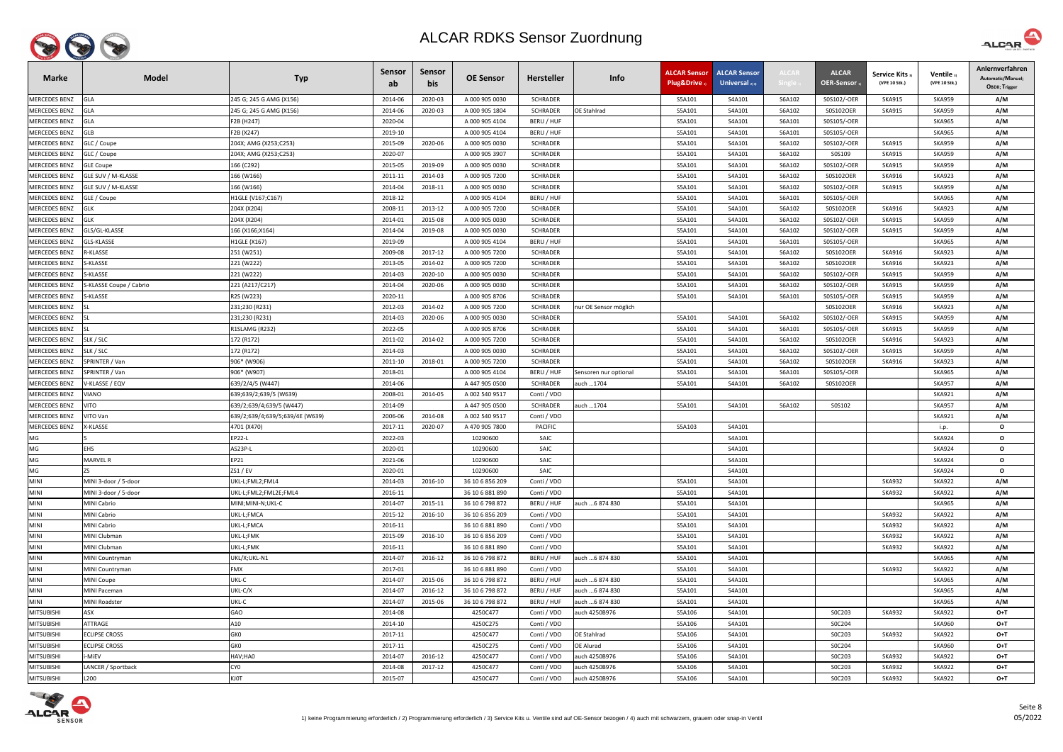# ALCAR RDKS Sensor Zuordnung

| Marke | Model | Typ | Sensor ab | Sensor bis | OE Sensor | Hersteller | Info | ALCAR Sensor Plug&Drive 1) | ALCAR Sensor Universal 2) 4) | ALCAR Single 1) | ALCAR OER-Sensor 1) | Service Kits 3) (VPE 10 Stk.) | Ventile 3) (VPE 10 Stk.) | Anlernverfahren Automatic/Manuel; OBDII; Trigger |
|---|---|---|---|---|---|---|---|---|---|---|---|---|---|---|
| MERCEDES BENZ | GLA | 245 G; 245 G AMG (X156) | 2014-06 | 2020-03 | A 000 905 0030 | SCHRADER | | S5A101 | S4A101 | S6A102 | S0S102/-OER | SKA915 | SKA959 | A/M |
| MERCEDES BENZ | GLA | 245 G; 245 G AMG (X156) | 2014-06 | 2020-03 | A 000 905 1804 | SCHRADER | OE Stahlrad | S5A101 | S4A101 | S6A102 | S0S102OER | SKA915 | SKA959 | A/M |
| MERCEDES BENZ | GLA | F2B (H247) | 2020-04 | | A 000 905 4104 | BERU / HUF | | S5A101 | S4A101 | S6A101 | S0S105/-OER | | SKA965 | A/M |
| MERCEDES BENZ | GLB | F2B (X247) | 2019-10 | | A 000 905 4104 | BERU / HUF | | S5A101 | S4A101 | S6A101 | S0S105/-OER | | SKA965 | A/M |
| MERCEDES BENZ | GLC / Coupe | 204X; AMG (X253;C253) | 2015-09 | 2020-06 | A 000 905 0030 | SCHRADER | | S5A101 | S4A101 | S6A102 | S0S102/-OER | SKA915 | SKA959 | A/M |
| MERCEDES BENZ | GLC / Coupe | 204X; AMG (X253;C253) | 2020-07 | | A 000 905 3907 | SCHRADER | | S5A101 | S4A101 | S6A102 | S0S109 | SKA915 | SKA959 | A/M |
| MERCEDES BENZ | GLE Coupe | 166 (C292) | 2015-05 | 2019-09 | A 000 905 0030 | SCHRADER | | S5A101 | S4A101 | S6A102 | S0S102/-OER | SKA915 | SKA959 | A/M |
| MERCEDES BENZ | GLE SUV / M-KLASSE | 166 (W166) | 2011-11 | 2014-03 | A 000 905 7200 | SCHRADER | | S5A101 | S4A101 | S6A102 | S0S102OER | SKA916 | SKA923 | A/M |
| MERCEDES BENZ | GLE SUV / M-KLASSE | 166 (W166) | 2014-04 | 2018-11 | A 000 905 0030 | SCHRADER | | S5A101 | S4A101 | S6A102 | S0S102/-OER | SKA915 | SKA959 | A/M |
| MERCEDES BENZ | GLE / Coupe | H1GLE (V167;C167) | 2018-12 | | A 000 905 4104 | BERU / HUF | | S5A101 | S4A101 | S6A101 | S0S105/-OER | | SKA965 | A/M |
| MERCEDES BENZ | GLK | 204X (X204) | 2008-11 | 2013-12 | A 000 905 7200 | SCHRADER | | S5A101 | S4A101 | S6A102 | S0S102OER | SKA916 | SKA923 | A/M |
| MERCEDES BENZ | GLK | 204X (X204) | 2014-01 | 2015-08 | A 000 905 0030 | SCHRADER | | S5A101 | S4A101 | S6A102 | S0S102/-OER | SKA915 | SKA959 | A/M |
| MERCEDES BENZ | GLS/GL-KLASSE | 166 (X166;X164) | 2014-04 | 2019-08 | A 000 905 0030 | SCHRADER | | S5A101 | S4A101 | S6A102 | S0S102/-OER | SKA915 | SKA959 | A/M |
| MERCEDES BENZ | GLS-KLASSE | H1GLE (X167) | 2019-09 | | A 000 905 4104 | BERU / HUF | | S5A101 | S4A101 | S6A101 | S0S105/-OER | | SKA965 | A/M |
| MERCEDES BENZ | R-KLASSE | 251 (W251) | 2009-08 | 2017-12 | A 000 905 7200 | SCHRADER | | S5A101 | S4A101 | S6A102 | S0S102OER | SKA916 | SKA923 | A/M |
| MERCEDES BENZ | S-KLASSE | 221 (W222) | 2013-05 | 2014-02 | A 000 905 7200 | SCHRADER | | S5A101 | S4A101 | S6A102 | S0S102OER | SKA916 | SKA923 | A/M |
| MERCEDES BENZ | S-KLASSE | 221 (W222) | 2014-03 | 2020-10 | A 000 905 0030 | SCHRADER | | S5A101 | S4A101 | S6A102 | S0S102/-OER | SKA915 | SKA959 | A/M |
| MERCEDES BENZ | S-KLASSE Coupe / Cabrio | 221 (A217/C217) | 2014-04 | 2020-06 | A 000 905 0030 | SCHRADER | | S5A101 | S4A101 | S6A102 | S0S102/-OER | SKA915 | SKA959 | A/M |
| MERCEDES BENZ | S-KLASSE | R2S (W223) | 2020-11 | | A 000 905 8706 | SCHRADER | | S5A101 | S4A101 | S6A101 | S0S105/-OER | SKA915 | SKA959 | A/M |
| MERCEDES BENZ | SL | 231;230 (R231) | 2012-03 | 2014-02 | A 000 905 7200 | SCHRADER | nur OE Sensor möglich | | | | S0S102OER | SKA916 | SKA923 | A/M |
| MERCEDES BENZ | SL | 231;230 (R231) | 2014-03 | 2020-06 | A 000 905 0030 | SCHRADER | | S5A101 | S4A101 | S6A102 | S0S102/-OER | SKA915 | SKA959 | A/M |
| MERCEDES BENZ | SL | R1SLAMG (R232) | 2022-05 | | A 000 905 8706 | SCHRADER | | S5A101 | S4A101 | S6A101 | S0S105/-OER | SKA915 | SKA959 | A/M |
| MERCEDES BENZ | SLK / SLC | 172 (R172) | 2011-02 | 2014-02 | A 000 905 7200 | SCHRADER | | S5A101 | S4A101 | S6A102 | S0S102OER | SKA916 | SKA923 | A/M |
| MERCEDES BENZ | SLK / SLC | 172 (R172) | 2014-03 | | A 000 905 0030 | SCHRADER | | S5A101 | S4A101 | S6A102 | S0S102/-OER | SKA915 | SKA959 | A/M |
| MERCEDES BENZ | SPRINTER / Van | 906* (W906) | 2011-10 | 2018-01 | A 000 905 7200 | SCHRADER | | S5A101 | S4A101 | S6A102 | S0S102OER | SKA916 | SKA923 | A/M |
| MERCEDES BENZ | SPRINTER / Van | 906* (W907) | 2018-01 | | A 000 905 4104 | BERU / HUF | Sensoren nur optional | S5A101 | S4A101 | S6A101 | S0S105/-OER | | SKA965 | A/M |
| MERCEDES BENZ | V-KLASSE / EQV | 639/2/4/5 (W447) | 2014-06 | | A 447 905 0500 | SCHRADER | auch ...1704 | S5A101 | S4A101 | S6A102 | S0S102OER | | SKA957 | A/M |
| MERCEDES BENZ | VIANO | 639;639/2;639/5 (W639) | 2008-01 | 2014-05 | A 002 540 9517 | Conti / VDO | | | | | | | SKA921 | A/M |
| MERCEDES BENZ | VITO | 639/2;639/4;639/5 (W447) | 2014-09 | | A 447 905 0500 | SCHRADER | auch ...1704 | S5A101 | S4A101 | S6A102 | S0S102 | | SKA957 | A/M |
| MERCEDES BENZ | VITO Van | 639/2;639/4;639/5;639/4E (W639) | 2006-06 | 2014-08 | A 002 540 9517 | Conti / VDO | | | | | | | SKA921 | A/M |
| MERCEDES BENZ | X-KLASSE | 4701 (X470) | 2017-11 | 2020-07 | A 470 905 7800 | PACIFIC | | S5A103 | S4A101 | | | | i.p. | O |
| MG | 5 | EP22-L | 2022-03 | | 10290600 | SAIC | | | S4A101 | | | | SKA924 | O |
| MG | EHS | AS23P-L | 2020-01 | | 10290600 | SAIC | | | S4A101 | | | | SKA924 | O |
| MG | MARVEL R | EP21 | 2021-06 | | 10290600 | SAIC | | | S4A101 | | | | SKA924 | O |
| MG | ZS | ZS1 / EV | 2020-01 | | 10290600 | SAIC | | | S4A101 | | | | SKA924 | O |
| MINI | MINI 3-door / 5-door | UKL-L;FML2;FML4 | 2014-03 | 2016-10 | 36 10 6 856 209 | Conti / VDO | | S5A101 | S4A101 | | | SKA932 | SKA922 | A/M |
| MINI | MINI 3-door / 5-door | UKL-L;FML2;FML2E;FML4 | 2016-11 | | 36 10 6 881 890 | Conti / VDO | | S5A101 | S4A101 | | | SKA932 | SKA922 | A/M |
| MINI | MINI Cabrio | MINI;MINI-N;UKL-C | 2014-07 | 2015-11 | 36 10 6 798 872 | BERU / HUF | auch ...6 874 830 | S5A101 | S4A101 | | | | SKA965 | A/M |
| MINI | MINI Cabrio | UKL-L;FMCA | 2015-12 | 2016-10 | 36 10 6 856 209 | Conti / VDO | | S5A101 | S4A101 | | | SKA932 | SKA922 | A/M |
| MINI | MINI Cabrio | UKL-L;FMCA | 2016-11 | | 36 10 6 881 890 | Conti / VDO | | S5A101 | S4A101 | | | SKA932 | SKA922 | A/M |
| MINI | MINI Clubman | UKL-L;FMK | 2015-09 | 2016-10 | 36 10 6 856 209 | Conti / VDO | | S5A101 | S4A101 | | | SKA932 | SKA922 | A/M |
| MINI | MINI Clubman | UKL-L;FMK | 2016-11 | | 36 10 6 881 890 | Conti / VDO | | S5A101 | S4A101 | | | SKA932 | SKA922 | A/M |
| MINI | MINI Countryman | UKL/X;UKL-N1 | 2014-07 | 2016-12 | 36 10 6 798 872 | BERU / HUF | auch ...6 874 830 | S5A101 | S4A101 | | | | SKA965 | A/M |
| MINI | MINI Countryman | FMX | 2017-01 | | 36 10 6 881 890 | Conti / VDO | | S5A101 | S4A101 | | | SKA932 | SKA922 | A/M |
| MINI | MINI Coupe | UKL-C | 2014-07 | 2015-06 | 36 10 6 798 872 | BERU / HUF | auch ...6 874 830 | S5A101 | S4A101 | | | | SKA965 | A/M |
| MINI | MINI Paceman | UKL-C/X | 2014-07 | 2016-12 | 36 10 6 798 872 | BERU / HUF | auch ...6 874 830 | S5A101 | S4A101 | | | | SKA965 | A/M |
| MINI | MINI Roadster | UKL-C | 2014-07 | 2015-06 | 36 10 6 798 872 | BERU / HUF | auch ...6 874 830 | S5A101 | S4A101 | | | | SKA965 | A/M |
| MITSUBISHI | ASX | GA0 | 2014-08 | | 4250C477 | Conti / VDO | auch 4250B976 | S5A106 | S4A101 | | S0C203 | SKA932 | SKA922 | O+T |
| MITSUBISHI | ATTRAGE | A10 | 2014-10 | | 4250C275 | Conti / VDO | | S5A106 | S4A101 | | S0C204 | | SKA960 | O+T |
| MITSUBISHI | ECLIPSE CROSS | GK0 | 2017-11 | | 4250C477 | Conti / VDO | OE Stahlrad | S5A106 | S4A101 | | S0C203 | SKA932 | SKA922 | O+T |
| MITSUBISHI | ECLIPSE CROSS | GK0 | 2017-11 | | 4250C275 | Conti / VDO | OE Alurad | S5A106 | S4A101 | | S0C204 | | SKA960 | O+T |
| MITSUBISHI | i-MiEV | HAV;HA0 | 2014-07 | 2016-12 | 4250C477 | Conti / VDO | auch 4250B976 | S5A106 | S4A101 | | S0C203 | SKA932 | SKA922 | O+T |
| MITSUBISHI | LANCER / Sportback | CY0 | 2014-08 | 2017-12 | 4250C477 | Conti / VDO | auch 4250B976 | S5A106 | S4A101 | | S0C203 | SKA932 | SKA922 | O+T |
| MITSUBISHI | L200 | KJ0T | 2015-07 | | 4250C477 | Conti / VDO | auch 4250B976 | S5A106 | S4A101 | | S0C203 | SKA932 | SKA922 | O+T |

1) keine Programmierung erforderlich / 2) Programmierung erforderlich / 3) Service Kits u. Ventile sind auf OE-Sensor bezogen / 4) auch mit schwarzem, grauem oder snap-in Ventil

05/2022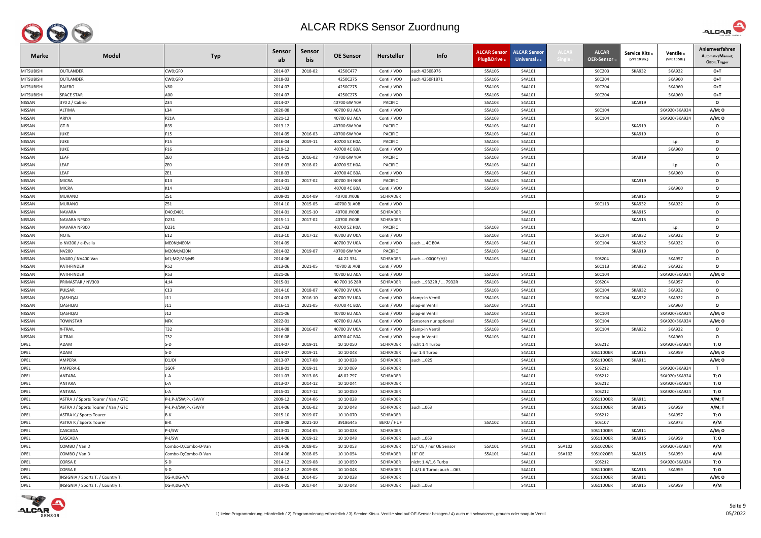# ALCAR RDKS Sensor Zuordnung

| Marke | Model | Typ | Sensor ab | Sensor bis | OE Sensor | Hersteller | Info | ALCAR Sensor Plug&Drive 1) | ALCAR Sensor Universal 2) 4) | ALCAR Single 2) | ALCAR OER-Sensor 1) | Service Kits 3) (VPE 10 Stk.) | Ventile 3) (VPE 10 Stk.) | Anlernverfahren Automatic/Manuel; OBDII; Trigger |
|---|---|---|---|---|---|---|---|---|---|---|---|---|---|---|
| MITSUBISHI | OUTLANDER | CW0;GF0 | 2014-07 | 2018-02 | 4250C477 | Conti / VDO | auch 4250B976 | S5A106 | S4A101 | | S0C203 | SKA932 | SKA922 | O+T |
| MITSUBISHI | OUTLANDER | CW0;GF0 | 2018-03 | | 4250C275 | Conti / VDO | auch 4250F1871 | S5A106 | S4A101 | | S0C204 | | SKA960 | O+T |
| MITSUBISHI | PAJERO | V80 | 2014-07 | | 4250C275 | Conti / VDO | | S5A106 | S4A101 | | S0C204 | | SKA960 | O+T |
| MITSUBISHI | SPACE STAR | A00 | 2014-07 | | 4250C275 | Conti / VDO | | S5A106 | S4A101 | | S0C204 | | SKA960 | O+T |
| NISSAN | 370 Z / Cabrio | Z34 | 2014-07 | | 40700 6W Y0A | PACIFIC | | S5A103 | S4A101 | | | SKA919 | | O |
| NISSAN | ALTIMA | L34 | 2020-08 | | 40700 6U A0A | Conti / VDO | | S5A103 | S4A101 | | S0C104 | | SKA920/SKA924 | A/M; O |
| NISSAN | ARIYA | PZ1A | 2021-12 | | 40700 6U A0A | Conti / VDO | | S5A103 | S4A101 | | S0C104 | | SKA920/SKA924 | A/M; O |
| NISSAN | GT-R | R35 | 2013-12 | | 40700 6W Y0A | PACIFIC | | S5A103 | S4A101 | | | SKA919 | | O |
| NISSAN | JUKE | F15 | 2014-05 | 2016-03 | 40700 6W Y0A | PACIFIC | | S5A103 | S4A101 | | | SKA919 | | O |
| NISSAN | JUKE | F15 | 2016-04 | 2019-11 | 40700 5Z H0A | PACIFIC | | S5A103 | S4A101 | | | | i.p. | O |
| NISSAN | JUKE | F16 | 2019-12 | | 40700 4C B0A | Conti / VDO | | S5A103 | S4A101 | | | | SKA960 | O |
| NISSAN | LEAF | ZE0 | 2014-05 | 2016-02 | 40700 6W Y0A | PACIFIC | | S5A103 | S4A101 | | | SKA919 | | O |
| NISSAN | LEAF | ZE0 | 2016-03 | 2018-02 | 40700 5Z H0A | PACIFIC | | S5A103 | S4A101 | | | | i.p. | O |
| NISSAN | LEAF | ZE1 | 2018-03 | | 40700 4C B0A | Conti / VDO | | S5A103 | S4A101 | | | | SKA960 | O |
| NISSAN | MICRA | K13 | 2014-01 | 2017-02 | 40700 3H N0B | PACIFIC | | S5A103 | S4A101 | | | SKA919 | | O |
| NISSAN | MICRA | K14 | 2017-03 | | 40700 4C B0A | Conti / VDO | | S5A103 | S4A101 | | | | SKA960 | O |
| NISSAN | MURANO | Z51 | 2009-01 | 2014-09 | 40700 JY00B | SCHRADER | | | S4A101 | | | SKA915 | | O |
| NISSAN | MURANO | Z51 | 2014-10 | 2015-05 | 40700 3J A0B | Conti / VDO | | | | | S0C113 | SKA932 | SKA922 | O |
| NISSAN | NAVARA | D40;D401 | 2014-01 | 2015-10 | 40700 JY00B | SCHRADER | | | S4A101 | | | SKA915 | | O |
| NISSAN | NAVARA NP300 | D231 | 2015-11 | 2017-02 | 40700 JY00B | SCHRADER | | | S4A101 | | | SKA915 | | O |
| NISSAN | NAVARA NP300 | D231 | 2017-03 | | 40700 5Z H0A | PACIFIC | | S5A103 | S4A101 | | | | i.p. | O |
| NISSAN | NOTE | E12 | 2013-10 | 2017-12 | 40700 3V U0A | Conti / VDO | | S5A103 | S4A101 | | S0C104 | SKA932 | SKA922 | O |
| NISSAN | e-NV200 / e-Evalia | ME0N;ME0M | 2014-09 | | 40700 3V U0A | Conti / VDO | auch ... 4C B0A | S5A103 | S4A101 | | S0C104 | SKA932 | SKA922 | O |
| NISSAN | NV200 | M20M;M20N | 2014-02 | 2019-07 | 40700 6W Y0A | PACIFIC | | S5A103 | S4A101 | | | SKA919 | | O |
| NISSAN | NV400 / NV400 Van | M1;M2;M6;M9 | 2014-06 | | 44 22 334 | SCHRADER | auch ...-00Q0F/H/J | S5A103 | S4A101 | | S0S204 | | SKA957 | O |
| NISSAN | PATHFINDER | R52 | 2013-06 | 2021-05 | 40700 3J A0B | Conti / VDO | | | | | S0C113 | SKA932 | SKA922 | O |
| NISSAN | PATHFINDER | R53 | 2021-06 | | 40700 6U A0A | Conti / VDO | | S5A103 | S4A101 | | S0C104 | | SKA920/SKA924 | A/M; O |
| NISSAN | PRIMASTAR / NV300 | 4;J4 | 2015-01 | | 40 700 16 28R | SCHRADER | auch ...9322R / ... 7932R | S5A103 | S4A101 | | S0S204 | | SKA957 | O |
| NISSAN | PULSAR | C13 | 2014-10 | 2018-07 | 40700 3V U0A | Conti / VDO | | S5A103 | S4A101 | | S0C104 | SKA932 | SKA922 | O |
| NISSAN | QASHQAI | J11 | 2014-03 | 2016-10 | 40700 3V U0A | Conti / VDO | clamp-in Ventil | S5A103 | S4A101 | | S0C104 | SKA932 | SKA922 | O |
| NISSAN | QASHQAI | J11 | 2016-11 | 2021-05 | 40700 4C B0A | Conti / VDO | snap-in Ventil | S5A103 | S4A101 | | | | SKA960 | O |
| NISSAN | QASHQAI | J12 | 2021-06 | | 40700 6U A0A | Conti / VDO | snap-in Ventil | S5A103 | S4A101 | | S0C104 | | SKA920/SKA924 | A/M; O |
| NISSAN | TOWNSTAR | NFK | 2022-01 | | 40700 6U A0A | Conti / VDO | Sensoren nur optional | S5A103 | S4A101 | | S0C104 | | SKA920/SKA924 | A/M; O |
| NISSAN | X-TRAIL | T32 | 2014-08 | 2016-07 | 40700 3V U0A | Conti / VDO | clamp-in Ventil | S5A103 | S4A101 | | S0C104 | SKA932 | SKA922 | O |
| NISSAN | X-TRAIL | T32 | 2016-08 | | 40700 4C B0A | Conti / VDO | snap-in Ventil | S5A103 | S4A101 | | | | SKA960 | O |
| OPEL | ADAM | S-D | 2014-07 | 2019-11 | 10 10 050 | SCHRADER | nicht 1.4 Turbo | | S4A101 | | S0S212 | | SKA920/SKA924 | T; O |
| OPEL | ADAM | S-D | 2014-07 | 2019-11 | 10 10 048 | SCHRADER | nur 1.4 Turbo | | S4A101 | | S0S110OER | SKA915 | SKA959 | A/M; O |
| OPEL | AMPERA | D1JOI | 2013-07 | 2017-08 | 10 10 028 | SCHRADER | auch ...025 | | S4A101 | | S0S110OER | SKA911 | | A/M; O |
| OPEL | AMPERA-E | 1G0F | 2018-01 | 2019-11 | 10 10 069 | SCHRADER | | | S4A101 | | S0S212 | | SKA920/SKA924 | T |
| OPEL | ANTARA | L-A | 2011-03 | 2013-06 | 48 02 797 | SCHRADER | | | S4A101 | | S0S212 | | SKA920/SKA924 | T; O |
| OPEL | ANTARA | L-A | 2013-07 | 2014-12 | 10 10 044 | SCHRADER | | | S4A101 | | S0S212 | | SKA920/SKA924 | T; O |
| OPEL | ANTARA | L-A | 2015-01 | 2017-12 | 10 10 050 | SCHRADER | | | S4A101 | | S0S212 | | SKA920/SKA924 | T; O |
| OPEL | ASTRA J / Sports Tourer / Van / GTC | P-J;P-J/SW;P-J/SW/V | 2009-12 | 2014-06 | 10 10 028 | SCHRADER | | | S4A101 | | S0S110OER | SKA911 | | A/M; T |
| OPEL | ASTRA J / Sports Tourer / Van / GTC | P-J;P-J/SW;P-J/SW/V | 2014-06 | 2016-02 | 10 10 048 | SCHRADER | auch ...063 | | S4A101 | | S0S110OER | SKA915 | SKA959 | A/M; T |
| OPEL | ASTRA K / Sports Tourer | B-K | 2015-10 | 2019-07 | 10 10 070 | SCHRADER | | | S4A101 | | S0S212 | | SKA957 | T; O |
| OPEL | ASTRA K / Sports Tourer | B-K | 2019-08 | 2021-10 | 39186445 | BERU / HUF | | S5A102 | S4A101 | | S0S107 | | SKA973 | A/M |
| OPEL | CASCADA | P-J/SW | 2013-01 | 2014-05 | 10 10 028 | SCHRADER | | | S4A101 | | S0S110OER | SKA911 | | A/M; O |
| OPEL | CASCADA | P-J/SW | 2014-06 | 2019-12 | 10 10 048 | SCHRADER | auch ...063 | | S4A101 | | S0S110OER | SKA915 | SKA959 | T; O |
| OPEL | COMBO / Van D | Combo-D;Combo-D-Van | 2014-06 | 2018-05 | 10 10 053 | SCHRADER | 15" OE / nur OE Sensor | S5A101 | S4A101 | S6A102 | S0S102OER | | SKA920/SKA924 | A/M |
| OPEL | COMBO / Van D | Combo-D;Combo-D-Van | 2014-06 | 2018-05 | 10 10 054 | SCHRADER | 16" OE | S5A101 | S4A101 | S6A102 | S0S102OER | SKA915 | SKA959 | A/M |
| OPEL | CORSA E | S-D | 2014-12 | 2019-08 | 10 10 050 | SCHRADER | nicht 1.4/1.6 Turbo | | S4A101 | | S0S212 | | SKA920/SKA924 | T; O |
| OPEL | CORSA E | S-D | 2014-12 | 2019-08 | 10 10 048 | SCHRADER | 1.4/1.6 Turbo; auch ...063 | | S4A101 | | S0S110OER | SKA915 | SKA959 | T; O |
| OPEL | INSIGNIA / Sports T. / Country T. | 0G-A;0G-A/V | 2008-10 | 2014-05 | 10 10 028 | SCHRADER | | | S4A101 | | S0S110OER | SKA911 | | A/M; O |
| OPEL | INSIGNIA / Sports T. / Country T. | 0G-A;0G-A/V | 2014-05 | 2017-04 | 10 10 048 | SCHRADER | auch ...063 | | S4A101 | | S0S110OER | SKA915 | SKA959 | A/M |

1) keine Programmierung erforderlich / 2) Programmierung erforderlich / 3) Service Kits u. Ventile sind auf OE-Sensor bezogen / 4) auch mit schwarzem, grauem oder snap-in Ventil

05/2022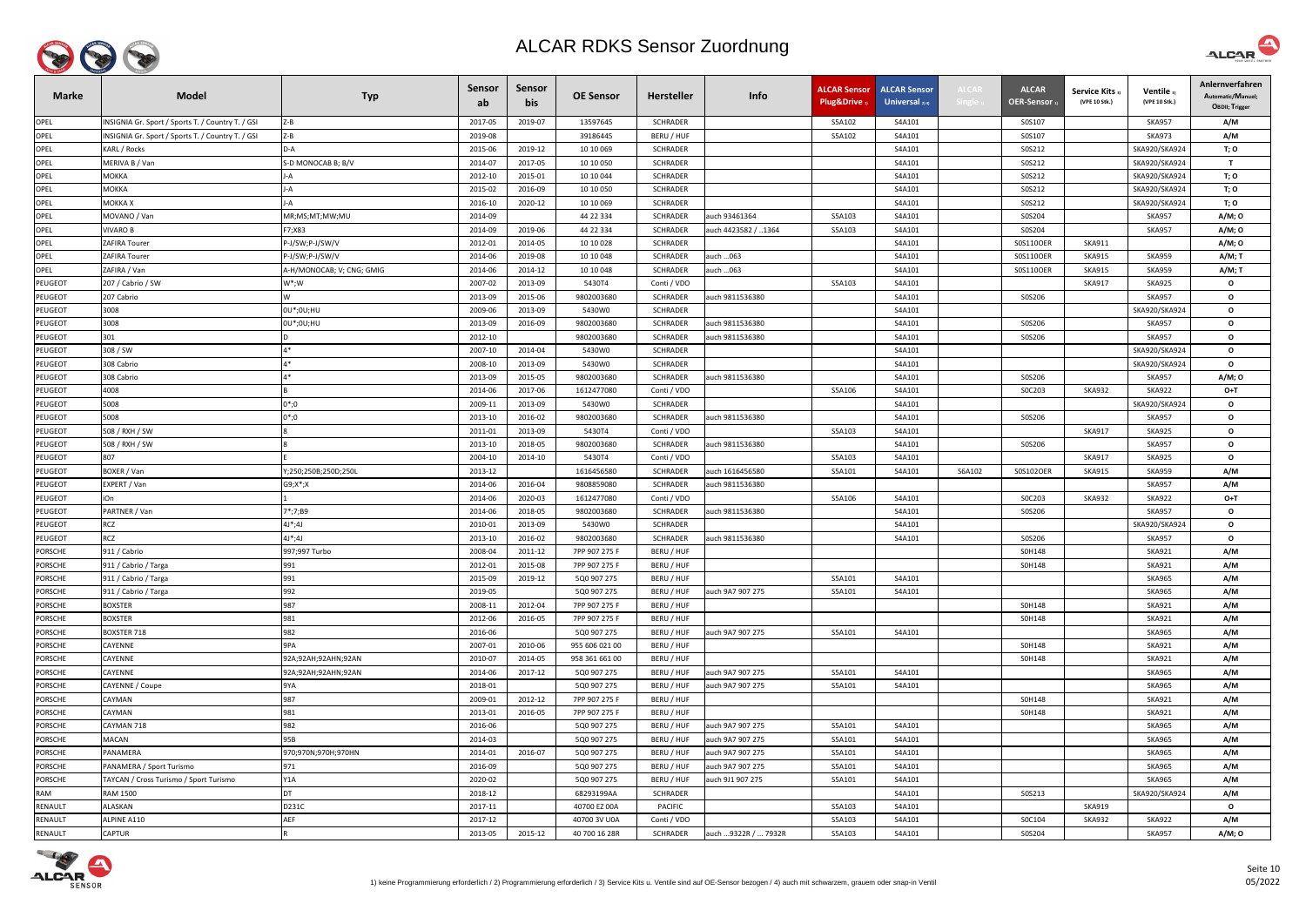# ALCAR RDKS Sensor Zuordnung

| Marke | Model | Typ | Sensor ab | Sensor bis | OE Sensor | Hersteller | Info | ALCAR Sensor Plug&Drive 1) | ALCAR Sensor Universal 2) 4) | ALCAR Single 1) | ALCAR OER-Sensor 1) | Service Kits 3) (VPE 10 Stk.) | Ventile 3) (VPE 10 Stk.) | Anlernverfahren Automatic/Manuel; OBDII; Trigger |
|---|---|---|---|---|---|---|---|---|---|---|---|---|---|---|
| OPEL | INSIGNIA Gr. Sport / Sports T. / Country T. / GSI | Z-B | 2017-05 | 2019-07 | 13597645 | SCHRADER | | S5A102 | S4A101 | | S0S107 | | SKA957 | A/M |
| OPEL | INSIGNIA Gr. Sport / Sports T. / Country T. / GSI | Z-B | 2019-08 | | 39186445 | BERU / HUF | | S5A102 | S4A101 | | S0S107 | | SKA973 | A/M |
| OPEL | KARL / Rocks | D-A | 2015-06 | 2019-12 | 10 10 069 | SCHRADER | | | S4A101 | | S0S212 | | SKA920/SKA924 | T; O |
| OPEL | MERIVA B / Van | S-D MONOCAB B; B/V | 2014-07 | 2017-05 | 10 10 050 | SCHRADER | | | S4A101 | | S0S212 | | SKA920/SKA924 | T |
| OPEL | MOKKA | J-A | 2012-10 | 2015-01 | 10 10 044 | SCHRADER | | | S4A101 | | S0S212 | | SKA920/SKA924 | T; O |
| OPEL | MOKKA | J-A | 2015-02 | 2016-09 | 10 10 050 | SCHRADER | | | S4A101 | | S0S212 | | SKA920/SKA924 | T; O |
| OPEL | MOKKA X | J-A | 2016-10 | 2020-12 | 10 10 069 | SCHRADER | | | S4A101 | | S0S212 | | SKA920/SKA924 | T; O |
| OPEL | MOVANO / Van | MR;MS;MT;MW;MU | 2014-09 | | 44 22 334 | SCHRADER | auch 93461364 | S5A103 | S4A101 | | S0S204 | | SKA957 | A/M; O |
| OPEL | VIVARO B | F7;X83 | 2014-09 | 2019-06 | 44 22 334 | SCHRADER | auch 4423582 / ..1364 | S5A103 | S4A101 | | S0S204 | | SKA957 | A/M; O |
| OPEL | ZAFIRA Tourer | P-J/SW;P-J/SW/V | 2012-01 | 2014-05 | 10 10 028 | SCHRADER | | | S4A101 | | S0S110OER | SKA911 | | A/M; O |
| OPEL | ZAFIRA Tourer | P-J/SW;P-J/SW/V | 2014-06 | 2019-08 | 10 10 048 | SCHRADER | auch ...063 | | S4A101 | | S0S110OER | SKA915 | SKA959 | A/M; T |
| OPEL | ZAFIRA / Van | A-H/MONOCAB; V; CNG; GMIG | 2014-06 | 2014-12 | 10 10 048 | SCHRADER | auch ...063 | | S4A101 | | S0S110OER | SKA915 | SKA959 | A/M; T |
| PEUGEOT | 207 / Cabrio / SW | W*;W | 2007-02 | 2013-09 | 5430T4 | Conti / VDO | | S5A103 | S4A101 | | | SKA917 | SKA925 | O |
| PEUGEOT | 207 Cabrio | W | 2013-09 | 2015-06 | 9802003680 | SCHRADER | auch 9811536380 | | S4A101 | | S0S206 | | SKA957 | O |
| PEUGEOT | 3008 | 0U*;0U;HU | 2009-06 | 2013-09 | 5430W0 | SCHRADER | | | S4A101 | | | | SKA920/SKA924 | O |
| PEUGEOT | 3008 | 0U*;0U;HU | 2013-09 | 2016-09 | 9802003680 | SCHRADER | auch 9811536380 | | S4A101 | | S0S206 | | SKA957 | O |
| PEUGEOT | 301 | D | 2012-10 | | 9802003680 | SCHRADER | auch 9811536380 | | S4A101 | | S0S206 | | SKA957 | O |
| PEUGEOT | 308 / SW | 4* | 2007-10 | 2014-04 | 5430W0 | SCHRADER | | | S4A101 | | | | SKA920/SKA924 | O |
| PEUGEOT | 308 Cabrio | 4* | 2008-10 | 2013-09 | 5430W0 | SCHRADER | | | S4A101 | | | | SKA920/SKA924 | O |
| PEUGEOT | 308 Cabrio | 4* | 2013-09 | 2015-05 | 9802003680 | SCHRADER | auch 9811536380 | | S4A101 | | S0S206 | | SKA957 | A/M; O |
| PEUGEOT | 4008 | B | 2014-06 | 2017-06 | 1612477080 | Conti / VDO | | S5A106 | S4A101 | | S0C203 | SKA932 | SKA922 | O+T |
| PEUGEOT | 5008 | 0*;0 | 2009-11 | 2013-09 | 5430W0 | SCHRADER | | | S4A101 | | | | SKA920/SKA924 | O |
| PEUGEOT | 5008 | 0*;0 | 2013-10 | 2016-02 | 9802003680 | SCHRADER | auch 9811536380 | | S4A101 | | S0S206 | | SKA957 | O |
| PEUGEOT | 508 / RXH / SW | 8 | 2011-01 | 2013-09 | 5430T4 | Conti / VDO | | S5A103 | S4A101 | | | SKA917 | SKA925 | O |
| PEUGEOT | 508 / RXH / SW | 8 | 2013-10 | 2018-05 | 9802003680 | SCHRADER | auch 9811536380 | | S4A101 | | S0S206 | | SKA957 | O |
| PEUGEOT | 807 | E | 2004-10 | 2014-10 | 5430T4 | Conti / VDO | | S5A103 | S4A101 | | | SKA917 | SKA925 | O |
| PEUGEOT | BOXER / Van | Y;250;250B;250D;250L | 2013-12 | | 1616456580 | SCHRADER | auch 1616456580 | S5A101 | S4A101 | S6A102 | S0S102OER | SKA915 | SKA959 | A/M |
| PEUGEOT | EXPERT / Van | G9;X*;X | 2014-06 | 2016-04 | 9808859080 | SCHRADER | auch 9811536380 | | | | | | SKA957 | A/M |
| PEUGEOT | iOn | 1 | 2014-06 | 2020-03 | 1612477080 | Conti / VDO | | S5A106 | S4A101 | | S0C203 | SKA932 | SKA922 | O+T |
| PEUGEOT | PARTNER / Van | 7*;7;B9 | 2014-06 | 2018-05 | 9802003680 | SCHRADER | auch 9811536380 | | S4A101 | | S0S206 | | SKA957 | O |
| PEUGEOT | RCZ | 4J*;4J | 2010-01 | 2013-09 | 5430W0 | SCHRADER | | | S4A101 | | | | SKA920/SKA924 | O |
| PEUGEOT | RCZ | 4J*;4J | 2013-10 | 2016-02 | 9802003680 | SCHRADER | auch 9811536380 | | S4A101 | | S0S206 | | SKA957 | O |
| PORSCHE | 911 / Cabrio | 997;997 Turbo | 2008-04 | 2011-12 | 7PP 907 275 F | BERU / HUF | | | | | S0H148 | | SKA921 | A/M |
| PORSCHE | 911 / Cabrio / Targa | 991 | 2012-01 | 2015-08 | 7PP 907 275 F | BERU / HUF | | | | | S0H148 | | SKA921 | A/M |
| PORSCHE | 911 / Cabrio / Targa | 991 | 2015-09 | 2019-12 | 5Q0 907 275 | BERU / HUF | | S5A101 | S4A101 | | | | SKA965 | A/M |
| PORSCHE | 911 / Cabrio / Targa | 992 | 2019-05 | | 5Q0 907 275 | BERU / HUF | auch 9A7 907 275 | S5A101 | S4A101 | | | | SKA965 | A/M |
| PORSCHE | BOXSTER | 987 | 2008-11 | 2012-04 | 7PP 907 275 F | BERU / HUF | | | | | S0H148 | | SKA921 | A/M |
| PORSCHE | BOXSTER | 981 | 2012-06 | 2016-05 | 7PP 907 275 F | BERU / HUF | | | | | S0H148 | | SKA921 | A/M |
| PORSCHE | BOXSTER 718 | 982 | 2016-06 | | 5Q0 907 275 | BERU / HUF | auch 9A7 907 275 | S5A101 | S4A101 | | | | SKA965 | A/M |
| PORSCHE | CAYENNE | 9PA | 2007-01 | 2010-06 | 955 606 021 00 | BERU / HUF | | | | | S0H148 | | SKA921 | A/M |
| PORSCHE | CAYENNE | 92A;92AH;92AHN;92AN | 2010-07 | 2014-05 | 958 361 661 00 | BERU / HUF | | | | | S0H148 | | SKA921 | A/M |
| PORSCHE | CAYENNE | 92A;92AH;92AHN;92AN | 2014-06 | 2017-12 | 5Q0 907 275 | BERU / HUF | auch 9A7 907 275 | S5A101 | S4A101 | | | | SKA965 | A/M |
| PORSCHE | CAYENNE / Coupe | 9YA | 2018-01 | | 5Q0 907 275 | BERU / HUF | auch 9A7 907 275 | S5A101 | S4A101 | | | | SKA965 | A/M |
| PORSCHE | CAYMAN | 987 | 2009-01 | 2012-12 | 7PP 907 275 F | BERU / HUF | | | | | S0H148 | | SKA921 | A/M |
| PORSCHE | CAYMAN | 981 | 2013-01 | 2016-05 | 7PP 907 275 F | BERU / HUF | | | | | S0H148 | | SKA921 | A/M |
| PORSCHE | CAYMAN 718 | 982 | 2016-06 | | 5Q0 907 275 | BERU / HUF | auch 9A7 907 275 | S5A101 | S4A101 | | | | SKA965 | A/M |
| PORSCHE | MACAN | 95B | 2014-03 | | 5Q0 907 275 | BERU / HUF | auch 9A7 907 275 | S5A101 | S4A101 | | | | SKA965 | A/M |
| PORSCHE | PANAMERA | 970;970N;970H;970HN | 2014-01 | 2016-07 | 5Q0 907 275 | BERU / HUF | auch 9A7 907 275 | S5A101 | S4A101 | | | | SKA965 | A/M |
| PORSCHE | PANAMERA / Sport Turismo | 971 | 2016-09 | | 5Q0 907 275 | BERU / HUF | auch 9A7 907 275 | S5A101 | S4A101 | | | | SKA965 | A/M |
| PORSCHE | TAYCAN / Cross Turismo / Sport Turismo | Y1A | 2020-02 | | 5Q0 907 275 | BERU / HUF | auch 9J1 907 275 | S5A101 | S4A101 | | | | SKA965 | A/M |
| RAM | RAM 1500 | DT | 2018-12 | | 68293199AA | SCHRADER | | | S4A101 | | S0S213 | | SKA920/SKA924 | A/M |
| RENAULT | ALASKAN | D231C | 2017-11 | | 40700 EZ 00A | PACIFIC | | S5A103 | S4A101 | | | SKA919 | | O |
| RENAULT | ALPINE A110 | AEF | 2017-12 | | 40700 3V U0A | Conti / VDO | | S5A103 | S4A101 | | S0C104 | SKA932 | SKA922 | A/M |
| RENAULT | CAPTUR | R | 2013-05 | 2015-12 | 40 700 16 28R | SCHRADER | auch ...9322R / ... 7932R | S5A103 | S4A101 | | S0S204 | | SKA957 | A/M; O |

1) keine Programmierung erforderlich / 2) Programmierung erforderlich / 3) Service Kits u. Ventile sind auf OE-Sensor bezogen / 4) auch mit schwarzem, grauem oder snap-in Ventil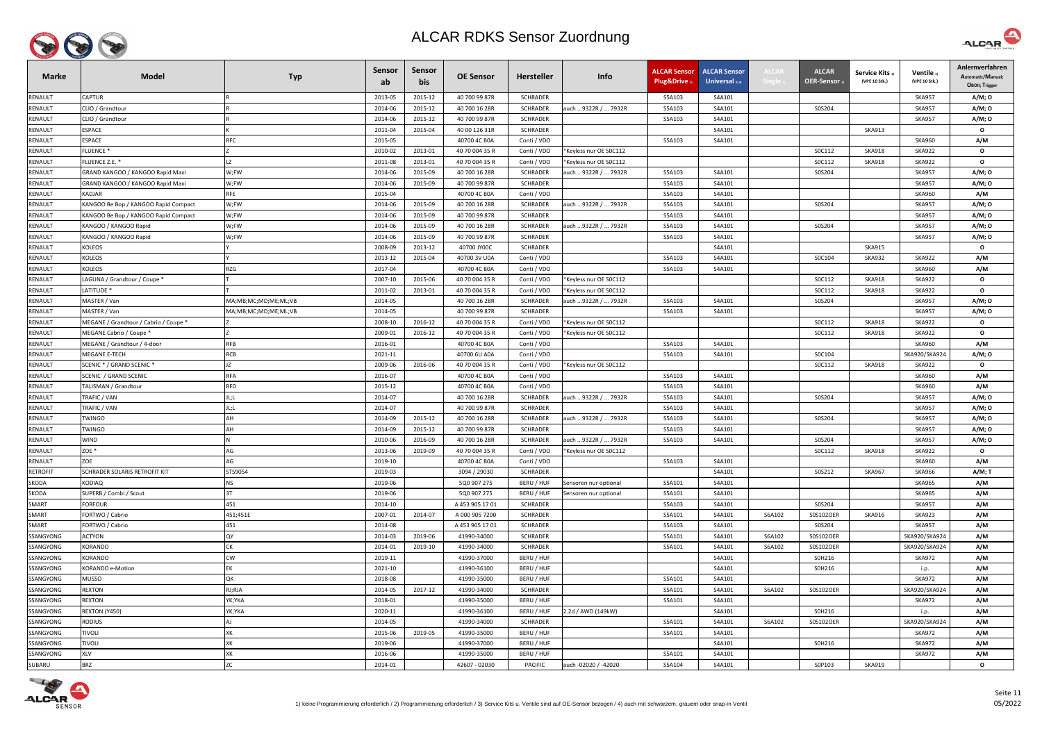# ALCAR RDKS Sensor Zuordnung

| Marke | Model | Typ | Sensor ab | Sensor bis | OE Sensor | Hersteller | Info | ALCAR Sensor Plug&Drive 1) | ALCAR Sensor Universal 2) 4) | ALCAR Single 1) | ALCAR OER-Sensor 1) | Service Kits 3) (VPE 10 Stk.) | Ventile 3) (VPE 10 Stk.) | Anlernverfahren Automatic/Manuel; OBDII; Trigger |
|---|---|---|---|---|---|---|---|---|---|---|---|---|---|---|
| RENAULT | CAPTUR | R | 2013-05 | 2015-12 | 40 700 99 87R | SCHRADER | | S5A103 | S4A101 | | | | SKA957 | A/M; O |
| RENAULT | CLIO / Grandtour | R | 2014-06 | 2015-12 | 40 700 16 28R | SCHRADER | auch ...9322R / ... 7932R | S5A103 | S4A101 | | S0S204 | | SKA957 | A/M; O |
| RENAULT | CLIO / Grandtour | R | 2014-06 | 2015-12 | 40 700 99 87R | SCHRADER | | S5A103 | S4A101 | | | | SKA957 | A/M; O |
| RENAULT | ESPACE | K | 2011-04 | 2015-04 | 40 00 126 31R | SCHRADER | | | S4A101 | | | SKA913 | | O |
| RENAULT | ESPACE | RFC | 2015-05 | | 40700 4C B0A | Conti / VDO | | S5A103 | S4A101 | | | | SKA960 | A/M |
| RENAULT | FLUENCE * | Z | 2010-02 | 2013-01 | 40 70 004 35 R | Conti / VDO | *Keyless nur OE S0C112 | | | | S0C112 | SKA918 | SKA922 | O |
| RENAULT | FLUENCE Z.E. * | LZ | 2011-08 | 2013-01 | 40 70 004 35 R | Conti / VDO | *Keyless nur OE S0C112 | | | | S0C112 | SKA918 | SKA922 | O |
| RENAULT | GRAND KANGOO / KANGOO Rapid Maxi | W;FW | 2014-06 | 2015-09 | 40 700 16 28R | SCHRADER | auch ...9322R / ... 7932R | S5A103 | S4A101 | | S0S204 | | SKA957 | A/M; O |
| RENAULT | GRAND KANGOO / KANGOO Rapid Maxi | W;FW | 2014-06 | 2015-09 | 40 700 99 87R | SCHRADER | | S5A103 | S4A101 | | | | SKA957 | A/M; O |
| RENAULT | KADJAR | RFE | 2015-04 | | 40700 4C B0A | Conti / VDO | | S5A103 | S4A101 | | | | SKA960 | A/M |
| RENAULT | KANGOO Be Bop / KANGOO Rapid Compact | W;FW | 2014-06 | 2015-09 | 40 700 16 28R | SCHRADER | auch ...9322R / ... 7932R | S5A103 | S4A101 | | S0S204 | | SKA957 | A/M; O |
| RENAULT | KANGOO Be Bop / KANGOO Rapid Compact | W;FW | 2014-06 | 2015-09 | 40 700 99 87R | SCHRADER | | S5A103 | S4A101 | | | | SKA957 | A/M; O |
| RENAULT | KANGOO / KANGOO Rapid | W;FW | 2014-06 | 2015-09 | 40 700 16 28R | SCHRADER | auch ...9322R / ... 7932R | S5A103 | S4A101 | | S0S204 | | SKA957 | A/M; O |
| RENAULT | KANGOO / KANGOO Rapid | W;FW | 2014-06 | 2015-09 | 40 700 99 87R | SCHRADER | | S5A103 | S4A101 | | | | SKA957 | A/M; O |
| RENAULT | KOLEOS | Y | 2008-09 | 2013-12 | 40700 JY00C | SCHRADER | | | S4A101 | | | SKA915 | | O |
| RENAULT | KOLEOS | Y | 2013-12 | 2015-04 | 40700 3V U0A | Conti / VDO | | S5A103 | S4A101 | | S0C104 | SKA932 | SKA922 | A/M |
| RENAULT | KOLEOS | RZG | 2017-04 | | 40700 4C B0A | Conti / VDO | | S5A103 | S4A101 | | | | SKA960 | A/M |
| RENAULT | LAGUNA / Grandtour / Coupe * | T | 2007-10 | 2015-06 | 40 70 004 35 R | Conti / VDO | *Keyless nur OE S0C112 | | | | S0C112 | SKA918 | SKA922 | O |
| RENAULT | LATITUDE * | T | 2011-02 | 2013-01 | 40 70 004 35 R | Conti / VDO | *Keyless nur OE S0C112 | | | | S0C112 | SKA918 | SKA922 | O |
| RENAULT | MASTER / Van | MA;MB;MC;MD;ME;ML;VB | 2014-05 | | 40 700 16 28R | SCHRADER | auch ...9322R / ... 7932R | S5A103 | S4A101 | | S0S204 | | SKA957 | A/M; O |
| RENAULT | MASTER / Van | MA;MB;MC;MD;ME;ML;VB | 2014-05 | | 40 700 99 87R | SCHRADER | | S5A103 | S4A101 | | | | SKA957 | A/M; O |
| RENAULT | MEGANE / Grandtour / Cabrio / Coupe * | Z | 2008-10 | 2016-12 | 40 70 004 35 R | Conti / VDO | *Keyless nur OE S0C112 | | | | S0C112 | SKA918 | SKA922 | O |
| RENAULT | MEGANE Cabrio / Coupe * | Z | 2009-01 | 2016-12 | 40 70 004 35 R | Conti / VDO | *Keyless nur OE S0C112 | | | | S0C112 | SKA918 | SKA922 | O |
| RENAULT | MEGANE / Grandtour / 4-door | RFB | 2016-01 | | 40700 4C B0A | Conti / VDO | | S5A103 | S4A101 | | | | SKA960 | A/M |
| RENAULT | MEGANE E-TECH | RCB | 2021-11 | | 40700 6U A0A | Conti / VDO | | S5A103 | S4A101 | | S0C104 | | SKA920/SKA924 | A/M; O |
| RENAULT | SCENIC * / GRAND SCENIC * | JZ | 2009-06 | 2016-06 | 40 70 004 35 R | Conti / VDO | *Keyless nur OE S0C112 | | | | S0C112 | SKA918 | SKA922 | O |
| RENAULT | SCENIC / GRAND SCENIC | RFA | 2016-07 | | 40700 4C B0A | Conti / VDO | | S5A103 | S4A101 | | | | SKA960 | A/M |
| RENAULT | TALISMAN / Grandtour | RFD | 2015-12 | | 40700 4C B0A | Conti / VDO | | S5A103 | S4A101 | | | | SKA960 | A/M |
| RENAULT | TRAFIC / VAN | JL;L | 2014-07 | | 40 700 16 28R | SCHRADER | auch ...9322R / ... 7932R | S5A103 | S4A101 | | S0S204 | | SKA957 | A/M; O |
| RENAULT | TRAFIC / VAN | JL;L | 2014-07 | | 40 700 99 87R | SCHRADER | | S5A103 | S4A101 | | | | SKA957 | A/M; O |
| RENAULT | TWINGO | AH | 2014-09 | 2015-12 | 40 700 16 28R | SCHRADER | auch ...9322R / ... 7932R | S5A103 | S4A101 | | S0S204 | | SKA957 | A/M; O |
| RENAULT | TWINGO | AH | 2014-09 | 2015-12 | 40 700 99 87R | SCHRADER | | S5A103 | S4A101 | | | | SKA957 | A/M; O |
| RENAULT | WIND | N | 2010-06 | 2016-09 | 40 700 16 28R | SCHRADER | auch ...9322R / ... 7932R | S5A103 | S4A101 | | S0S204 | | SKA957 | A/M; O |
| RENAULT | ZOE * | AG | 2013-06 | 2019-09 | 40 70 004 35 R | Conti / VDO | *Keyless nur OE S0C112 | | | | S0C112 | SKA918 | SKA922 | O |
| RENAULT | ZOE | AG | 2019-10 | | 40700 4C B0A | Conti / VDO | | S5A103 | S4A101 | | | | SKA960 | A/M |
| RETROFIT | SCHRADER SOLARIS RETROFIT KIT | STS9054 | 2019-03 | | 3094 / 29030 | SCHRADER | | | S4A101 | | S0S212 | SKA967 | SKA966 | A/M; T |
| SKODA | KODIAQ | NS | 2019-06 | | 5Q0 907 275 | BERU / HUF | Sensoren nur optional | S5A101 | S4A101 | | | | SKA965 | A/M |
| SKODA | SUPERB / Combi / Scout | 3T | 2019-06 | | 5Q0 907 275 | BERU / HUF | Sensoren nur optional | S5A101 | S4A101 | | | | SKA965 | A/M |
| SMART | FORFOUR | 451 | 2014-10 | | A 453 905 17 01 | SCHRADER | | S5A103 | S4A101 | | S0S204 | | SKA957 | A/M |
| SMART | FORTWO / Cabrio | 451;451E | 2007-01 | 2014-07 | A 000 905 7200 | SCHRADER | | S5A101 | S4A101 | S6A102 | S0S102OER | SKA916 | SKA923 | A/M |
| SMART | FORTWO / Cabrio | 451 | 2014-08 | | A 453 905 17 01 | SCHRADER | | S5A103 | S4A101 | | S0S204 | | SKA957 | A/M |
| SSANGYONG | ACTYON | QY | 2014-03 | 2019-06 | 41990-34000 | SCHRADER | | S5A101 | S4A101 | S6A102 | S0S102OER | | SKA920/SKA924 | A/M |
| SSANGYONG | KORANDO | CK | 2014-01 | 2019-10 | 41990-34000 | SCHRADER | | S5A101 | S4A101 | S6A102 | S0S102OER | | SKA920/SKA924 | A/M |
| SSANGYONG | KORANDO | CW | 2019-11 | | 41990-37000 | BERU / HUF | | | S4A101 | | S0H216 | | SKA972 | A/M |
| SSANGYONG | KORANDO e-Motion | EK | 2021-10 | | 41990-36100 | BERU / HUF | | | S4A101 | | S0H216 | | i.p. | A/M |
| SSANGYONG | MUSSO | QK | 2018-08 | | 41990-35000 | BERU / HUF | | S5A101 | S4A101 | | | | SKA972 | A/M |
| SSANGYONG | REXTON | RJ;RJA | 2014-05 | 2017-12 | 41990-34000 | SCHRADER | | S5A101 | S4A101 | S6A102 | S0S102OER | | SKA920/SKA924 | A/M |
| SSANGYONG | REXTON | YK;YKA | 2018-01 | | 41990-35000 | BERU / HUF | | S5A101 | S4A101 | | | | SKA972 | A/M |
| SSANGYONG | REXTON (Y450) | YK;YKA | 2020-11 | | 41990-36100 | BERU / HUF | 2.2d / AWD (149kW) | | S4A101 | | S0H216 | | i.p. | A/M |
| SSANGYONG | RODIUS | AJ | 2014-05 | | 41990-34000 | SCHRADER | | S5A101 | S4A101 | S6A102 | S0S102OER | | SKA920/SKA924 | A/M |
| SSANGYONG | TIVOLI | XK | 2015-06 | 2019-05 | 41990-35000 | BERU / HUF | | S5A101 | S4A101 | | | | SKA972 | A/M |
| SSANGYONG | TIVOLI | XK | 2019-06 | | 41990-37000 | BERU / HUF | | | S4A101 | | S0H216 | | SKA972 | A/M |
| SSANGYONG | XLV | XK | 2016-06 | | 41990-35000 | BERU / HUF | | S5A101 | S4A101 | | | | SKA972 | A/M |
| SUBARU | BRZ | ZC | 2014-01 | | 42607 - 02030 | PACIFIC | auch -02020 / -42020 | S5A104 | S4A101 | | S0P103 | SKA919 | | O |

1) keine Programmierung erforderlich / 2) Programmierung erforderlich / 3) Service Kits u. Ventile sind auf OE-Sensor bezogen / 4) auch mit schwarzem, grauem oder snap-in Ventil

05/2022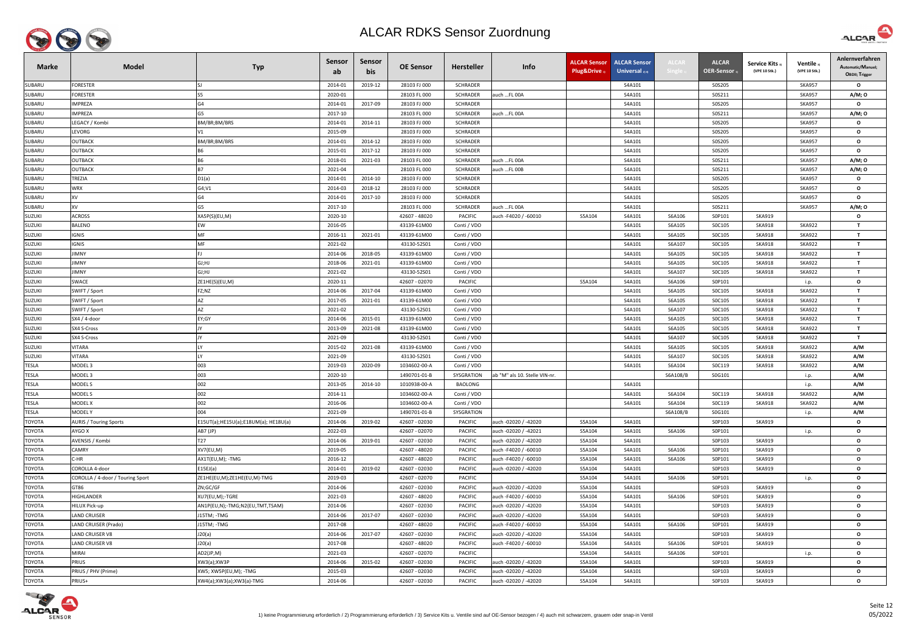# ALCAR RDKS Sensor Zuordnung

| Marke | Model | Typ | Sensor ab | Sensor bis | OE Sensor | Hersteller | Info | ALCAR Sensor Plug&Drive 1) | ALCAR Sensor Universal 2) 4) | ALCAR Single 2) | ALCAR OER-Sensor 1) | Service Kits 3) (VPE 10 Stk.) | Ventile 3) (VPE 10 Stk.) | Anlernverfahren Automatic/Manuel; OBDII; Trigger |
|---|---|---|---|---|---|---|---|---|---|---|---|---|---|---|
| SUBARU | FORESTER | SJ | 2014-01 | 2019-12 | 28103 FJ 000 | SCHRADER | | | S4A101 | | S0S205 | | SKA957 | O |
| SUBARU | FORESTER | S5 | 2020-01 | | 28103 FL 000 | SCHRADER | auch ...FL 00A | | S4A101 | | S0S211 | | SKA957 | A/M; O |
| SUBARU | IMPREZA | G4 | 2014-01 | 2017-09 | 28103 FJ 000 | SCHRADER | | | S4A101 | | S0S205 | | SKA957 | O |
| SUBARU | IMPREZA | G5 | 2017-10 | | 28103 FL 000 | SCHRADER | auch ...FL 00A | | S4A101 | | S0S211 | | SKA957 | A/M; O |
| SUBARU | LEGACY / Kombi | BM/BR;BM/BRS | 2014-01 | 2014-11 | 28103 FJ 000 | SCHRADER | | | S4A101 | | S0S205 | | SKA957 | O |
| SUBARU | LEVORG | V1 | 2015-09 | | 28103 FJ 000 | SCHRADER | | | S4A101 | | S0S205 | | SKA957 | O |
| SUBARU | OUTBACK | BM/BR;BM/BRS | 2014-01 | 2014-12 | 28103 FJ 000 | SCHRADER | | | S4A101 | | S0S205 | | SKA957 | O |
| SUBARU | OUTBACK | B6 | 2015-01 | 2017-12 | 28103 FJ 000 | SCHRADER | | | S4A101 | | S0S205 | | SKA957 | O |
| SUBARU | OUTBACK | B6 | 2018-01 | 2021-03 | 28103 FL 000 | SCHRADER | auch ...FL 00A | | S4A101 | | S0S211 | | SKA957 | A/M; O |
| SUBARU | OUTBACK | B7 | 2021-04 | | 28103 FL 000 | SCHRADER | auch ...FL 00B | | S4A101 | | S0S211 | | SKA957 | A/M; O |
| SUBARU | TREZIA | D1(a) | 2014-01 | 2014-10 | 28103 FJ 000 | SCHRADER | | | S4A101 | | S0S205 | | SKA957 | O |
| SUBARU | WRX | G4;V1 | 2014-03 | 2018-12 | 28103 FJ 000 | SCHRADER | | | S4A101 | | S0S205 | | SKA957 | O |
| SUBARU | XV | G4 | 2014-01 | 2017-10 | 28103 FJ 000 | SCHRADER | | | S4A101 | | S0S205 | | SKA957 | O |
| SUBARU | XV | G5 | 2017-10 | | 28103 FL 000 | SCHRADER | auch ...FL 00A | | S4A101 | | S0S211 | | SKA957 | A/M; O |
| SUZUKI | ACROSS | XA5P(S)(EU,M) | 2020-10 | | 42607 - 48020 | PACIFIC | auch -F4020 / -60010 | S5A104 | S4A101 | S6A106 | S0P101 | SKA919 | | O |
| SUZUKI | BALENO | EW | 2016-05 | | 43139-61M00 | Conti / VDO | | | S4A101 | S6A105 | S0C105 | SKA918 | SKA922 | T |
| SUZUKI | IGNIS | MF | 2016-11 | 2021-01 | 43139-61M00 | Conti / VDO | | | S4A101 | S6A105 | S0C105 | SKA918 | SKA922 | T |
| SUZUKI | IGNIS | MF | 2021-02 | | 43130-52S01 | Conti / VDO | | | S4A101 | S6A107 | S0C105 | SKA918 | SKA922 | T |
| SUZUKI | JIMNY | FJ | 2014-06 | 2018-05 | 43139-61M00 | Conti / VDO | | | S4A101 | S6A105 | S0C105 | SKA918 | SKA922 | T |
| SUZUKI | JIMNY | GJ;HJ | 2018-06 | 2021-01 | 43139-61M00 | Conti / VDO | | | S4A101 | S6A105 | S0C105 | SKA918 | SKA922 | T |
| SUZUKI | JIMNY | GJ;HJ | 2021-02 | | 43130-52S01 | Conti / VDO | | | S4A101 | S6A107 | S0C105 | SKA918 | SKA922 | T |
| SUZUKI | SWACE | ZE1HE(S)(EU,M) | 2020-11 | | 42607 - 02070 | PACIFIC | | S5A104 | S4A101 | S6A106 | S0P101 | | i.p. | O |
| SUZUKI | SWIFT / Sport | FZ;NZ | 2014-06 | 2017-04 | 43139-61M00 | Conti / VDO | | | S4A101 | S6A105 | S0C105 | SKA918 | SKA922 | T |
| SUZUKI | SWIFT / Sport | AZ | 2017-05 | 2021-01 | 43139-61M00 | Conti / VDO | | | S4A101 | S6A105 | S0C105 | SKA918 | SKA922 | T |
| SUZUKI | SWIFT / Sport | AZ | 2021-02 | | 43130-52S01 | Conti / VDO | | | S4A101 | S6A107 | S0C105 | SKA918 | SKA922 | T |
| SUZUKI | SX4 / 4-door | EY;GY | 2014-06 | 2015-01 | 43139-61M00 | Conti / VDO | | | S4A101 | S6A105 | S0C105 | SKA918 | SKA922 | T |
| SUZUKI | SX4 S-Cross | JY | 2013-09 | 2021-08 | 43139-61M00 | Conti / VDO | | | S4A101 | S6A105 | S0C105 | SKA918 | SKA922 | T |
| SUZUKI | SX4 S-Cross | JY | 2021-09 | | 43130-52S01 | Conti / VDO | | | S4A101 | S6A107 | S0C105 | SKA918 | SKA922 | T |
| SUZUKI | VITARA | LY | 2015-02 | 2021-08 | 43139-61M00 | Conti / VDO | | | S4A101 | S6A105 | S0C105 | SKA918 | SKA922 | A/M |
| SUZUKI | VITARA | LY | 2021-09 | | 43130-52S01 | Conti / VDO | | | S4A101 | S6A107 | S0C105 | SKA918 | SKA922 | A/M |
| TESLA | MODEL 3 | 003 | 2019-03 | 2020-09 | 1034602-00-A | Conti / VDO | | | S4A101 | S6A104 | S0C119 | SKA918 | SKA922 | A/M |
| TESLA | MODEL 3 | 003 | 2020-10 | | 1490701-01-B | SYSGRATION | ab "M" als 10. Stelle VIN-nr. | | | S6A108/B | S0G101 | | i.p. | A/M |
| TESLA | MODEL S | 002 | 2013-05 | 2014-10 | 1010938-00-A | BAOLONG | | | S4A101 | | | | i.p. | A/M |
| TESLA | MODEL S | 002 | 2014-11 | | 1034602-00-A | Conti / VDO | | | S4A101 | S6A104 | S0C119 | SKA918 | SKA922 | A/M |
| TESLA | MODEL X | 002 | 2016-06 | | 1034602-00-A | Conti / VDO | | | S4A101 | S6A104 | S0C119 | SKA918 | SKA922 | A/M |
| TESLA | MODEL Y | 004 | 2021-09 | | 1490701-01-B | SYSGRATION | | | | S6A108/B | S0G101 | | i.p. | A/M |
| TOYOTA | AURIS / Touring Sports | E15UT(a);HE15U(a);E18UM(a); HE18U(a) | 2014-06 | 2019-02 | 42607 - 02030 | PACIFIC | auch -02020 / -42020 | S5A104 | S4A101 | | S0P103 | SKA919 | | O |
| TOYOTA | AYGO X | AB7 (JP) | 2022-03 | | 42607 - 02070 | PACIFIC | auch -02020 / -42021 | S5A104 | S4A101 | S6A106 | S0P101 | | i.p. | O |
| TOYOTA | AVENSIS / Kombi | T27 | 2014-06 | 2019-01 | 42607 - 02030 | PACIFIC | auch -02020 / -42020 | S5A104 | S4A101 | | S0P103 | SKA919 | | O |
| TOYOTA | CAMRY | XV7(EU,M) | 2019-05 | | 42607 - 48020 | PACIFIC | auch -F4020 / -60010 | S5A104 | S4A101 | S6A106 | S0P101 | SKA919 | | O |
| TOYOTA | C-HR | AX1T(EU,M); -TMG | 2016-12 | | 42607 - 48020 | PACIFIC | auch -F4020 / -60010 | S5A104 | S4A101 | S6A106 | S0P101 | SKA919 | | O |
| TOYOTA | COROLLA 4-door | E15EJ(a) | 2014-01 | 2019-02 | 42607 - 02030 | PACIFIC | auch -02020 / -42020 | S5A104 | S4A101 | | S0P103 | SKA919 | | O |
| TOYOTA | COROLLA / 4-door / Touring Sport | ZE1HE(EU,M);ZE1HE(EU,M)-TMG | 2019-03 | | 42607 - 02070 | PACIFIC | | S5A104 | S4A101 | S6A106 | S0P101 | | i.p. | O |
| TOYOTA | GT86 | ZN;GC/GF | 2014-06 | | 42607 - 02030 | PACIFIC | auch -02020 / -42020 | S5A104 | S4A101 | | S0P103 | SKA919 | | O |
| TOYOTA | HIGHLANDER | XU7(EU,M);-TGRE | 2021-03 | | 42607 - 48020 | PACIFIC | auch -F4020 / -60010 | S5A104 | S4A101 | S6A106 | S0P101 | SKA919 | | O |
| TOYOTA | HILUX Pick-up | AN1P(EU,N);-TMG;N2(EU,TMT,TSAM) | 2014-06 | | 42607 - 02030 | PACIFIC | auch -02020 / -42020 | S5A104 | S4A101 | | S0P103 | SKA919 | | O |
| TOYOTA | LAND CRUISER | J15TM; -TMG | 2014-06 | 2017-07 | 42607 - 02030 | PACIFIC | auch -02020 / -42020 | S5A104 | S4A101 | | S0P103 | SKA919 | | O |
| TOYOTA | LAND CRUISER (Prado) | J15TM; -TMG | 2017-08 | | 42607 - 48020 | PACIFIC | auch -F4020 / -60010 | S5A104 | S4A101 | S6A106 | S0P101 | SKA919 | | O |
| TOYOTA | LAND CRUISER V8 | J20(a) | 2014-06 | 2017-07 | 42607 - 02030 | PACIFIC | auch -02020 / -42020 | S5A104 | S4A101 | | S0P103 | SKA919 | | O |
| TOYOTA | LAND CRUISER V8 | J20(a) | 2017-08 | | 42607 - 48020 | PACIFIC | auch -F4020 / -60010 | S5A104 | S4A101 | S6A106 | S0P101 | SKA919 | | O |
| TOYOTA | MIRAI | AD2(JP,M) | 2021-03 | | 42607 - 02070 | PACIFIC | | S5A104 | S4A101 | S6A106 | S0P101 | | i.p. | O |
| TOYOTA | PRIUS | XW3(a);XW3P | 2014-06 | 2015-02 | 42607 - 02030 | PACIFIC | auch -02020 / -42020 | S5A104 | S4A101 | | S0P103 | SKA919 | | O |
| TOYOTA | PRIUS / PHV (Prime) | XW5; XW5P(EU,M); -TMG | 2015-03 | | 42607 - 02030 | PACIFIC | auch -02020 / -42020 | S5A104 | S4A101 | | S0P103 | SKA919 | | O |
| TOYOTA | PRIUS+ | XW4(a);XW3(a);XW3(a)-TMG | 2014-06 | | 42607 - 02030 | PACIFIC | auch -02020 / -42020 | S5A104 | S4A101 | | S0P103 | SKA919 | | O |

1) keine Programmierung erforderlich / 2) Programmierung erforderlich / 3) Service Kits u. Ventile sind auf OE-Sensor bezogen / 4) auch mit schwarzem, grauem oder snap-in Ventil

05/2022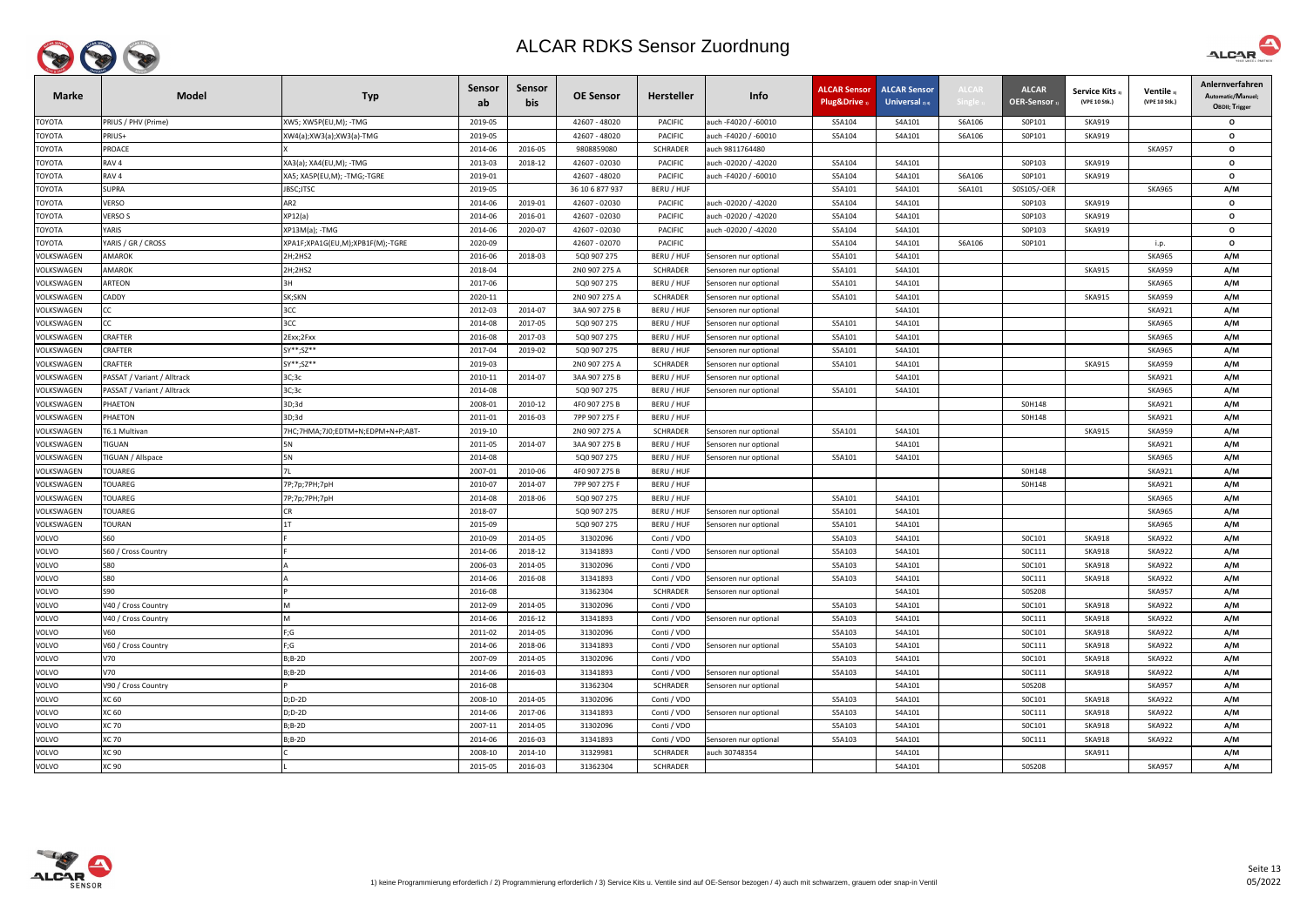# ALCAR RDKS Sensor Zuordnung

| Marke | Model | Typ | Sensor ab | Sensor bis | OE Sensor | Hersteller | Info | ALCAR Sensor Plug&Drive 1) | ALCAR Sensor Universal 2) 4) | ALCAR Single 1) | ALCAR OER-Sensor 1) | Service Kits 3) (VPE 10 Stk.) | Ventile 3) (VPE 10 Stk.) | Anlernverfahren Automatic/Manuel; OBDII; Trigger |
|---|---|---|---|---|---|---|---|---|---|---|---|---|---|---|
| TOYOTA | PRIUS / PHV (Prime) | XW5; XW5P(EU,M); -TMG | 2019-05 | | 42607 - 48020 | PACIFIC | auch -F4020 / -60010 | S5A104 | S4A101 | S6A106 | S0P101 | SKA919 | | O |
| TOYOTA | PRIUS+ | XW4(a);XW3(a);XW3(a)-TMG | 2019-05 | | 42607 - 48020 | PACIFIC | auch -F4020 / -60010 | S5A104 | S4A101 | S6A106 | S0P101 | SKA919 | | O |
| TOYOTA | PROACE | X | 2014-06 | 2016-05 | 9808859080 | SCHRADER | auch 9811764480 | | | | | | SKA957 | O |
| TOYOTA | RAV 4 | XA3(a); XA4(EU,M); -TMG | 2013-03 | 2018-12 | 42607 - 02030 | PACIFIC | auch -02020 / -42020 | S5A104 | S4A101 | | S0P103 | SKA919 | | O |
| TOYOTA | RAV 4 | XA5; XA5P(EU,M); -TMG;-TGRE | 2019-01 | | 42607 - 48020 | PACIFIC | auch -F4020 / -60010 | S5A104 | S4A101 | S6A106 | S0P101 | SKA919 | | O |
| TOYOTA | SUPRA | JBSC;JTSC | 2019-05 | | 36 10 6 877 937 | BERU / HUF | | S5A101 | S4A101 | S6A101 | S0S105/-OER | | SKA965 | A/M |
| TOYOTA | VERSO | AR2 | 2014-06 | 2019-01 | 42607 - 02030 | PACIFIC | auch -02020 / -42020 | S5A104 | S4A101 | | S0P103 | SKA919 | | O |
| TOYOTA | VERSO S | XP12(a) | 2014-06 | 2016-01 | 42607 - 02030 | PACIFIC | auch -02020 / -42020 | S5A104 | S4A101 | | S0P103 | SKA919 | | O |
| TOYOTA | YARIS | XP13M(a); -TMG | 2014-06 | 2020-07 | 42607 - 02030 | PACIFIC | auch -02020 / -42020 | S5A104 | S4A101 | | S0P103 | SKA919 | | O |
| TOYOTA | YARIS / GR / CROSS | XPA1F;XPA1G(EU,M);XPB1F(M);-TGRE | 2020-09 | | 42607 - 02070 | PACIFIC | | S5A104 | S4A101 | S6A106 | S0P101 | | i.p. | O |
| VOLKSWAGEN | AMAROK | 2H;2HS2 | 2016-06 | 2018-03 | 5Q0 907 275 | BERU / HUF | Sensoren nur optional | S5A101 | S4A101 | | | | SKA965 | A/M |
| VOLKSWAGEN | AMAROK | 2H;2HS2 | 2018-04 | | 2N0 907 275 A | SCHRADER | Sensoren nur optional | S5A101 | S4A101 | | | SKA915 | SKA959 | A/M |
| VOLKSWAGEN | ARTEON | 3H | 2017-06 | | 5Q0 907 275 | BERU / HUF | Sensoren nur optional | S5A101 | S4A101 | | | | SKA965 | A/M |
| VOLKSWAGEN | CADDY | SK;SKN | 2020-11 | | 2N0 907 275 A | SCHRADER | Sensoren nur optional | S5A101 | S4A101 | | | SKA915 | SKA959 | A/M |
| VOLKSWAGEN | CC | 3CC | 2012-03 | 2014-07 | 3AA 907 275 B | BERU / HUF | Sensoren nur optional | | S4A101 | | | | SKA921 | A/M |
| VOLKSWAGEN | CC | 3CC | 2014-08 | 2017-05 | 5Q0 907 275 | BERU / HUF | Sensoren nur optional | S5A101 | S4A101 | | | | SKA965 | A/M |
| VOLKSWAGEN | CRAFTER | 2Exx;2Fxx | 2016-08 | 2017-03 | 5Q0 907 275 | BERU / HUF | Sensoren nur optional | S5A101 | S4A101 | | | | SKA965 | A/M |
| VOLKSWAGEN | CRAFTER | SY**;SZ** | 2017-04 | 2019-02 | 5Q0 907 275 | BERU / HUF | Sensoren nur optional | S5A101 | S4A101 | | | | SKA965 | A/M |
| VOLKSWAGEN | CRAFTER | SY**;SZ** | 2019-03 | | 2N0 907 275 A | SCHRADER | Sensoren nur optional | S5A101 | S4A101 | | | SKA915 | SKA959 | A/M |
| VOLKSWAGEN | PASSAT / Variant / Alltrack | 3C;3c | 2010-11 | 2014-07 | 3AA 907 275 B | BERU / HUF | Sensoren nur optional | | S4A101 | | | | SKA921 | A/M |
| VOLKSWAGEN | PASSAT / Variant / Alltrack | 3C;3c | 2014-08 | | 5Q0 907 275 | BERU / HUF | Sensoren nur optional | S5A101 | S4A101 | | | | SKA965 | A/M |
| VOLKSWAGEN | PHAETON | 3D;3d | 2008-01 | 2010-12 | 4F0 907 275 B | BERU / HUF | | | | | S0H148 | | SKA921 | A/M |
| VOLKSWAGEN | PHAETON | 3D;3d | 2011-01 | 2016-03 | 7PP 907 275 F | BERU / HUF | | | | | S0H148 | | SKA921 | A/M |
| VOLKSWAGEN | T6.1 Multivan | 7HC;7HMA;7J0;EDTM+N;EDPM+N+P;ABT- | 2019-10 | | 2N0 907 275 A | SCHRADER | Sensoren nur optional | S5A101 | S4A101 | | | SKA915 | SKA959 | A/M |
| VOLKSWAGEN | TIGUAN | 5N | 2011-05 | 2014-07 | 3AA 907 275 B | BERU / HUF | Sensoren nur optional | | S4A101 | | | | SKA921 | A/M |
| VOLKSWAGEN | TIGUAN / Allspace | 5N | 2014-08 | | 5Q0 907 275 | BERU / HUF | Sensoren nur optional | S5A101 | S4A101 | | | | SKA965 | A/M |
| VOLKSWAGEN | TOUAREG | 7L | 2007-01 | 2010-06 | 4F0 907 275 B | BERU / HUF | | | | | S0H148 | | SKA921 | A/M |
| VOLKSWAGEN | TOUAREG | 7P;7p;7PH;7pH | 2010-07 | 2014-07 | 7PP 907 275 F | BERU / HUF | | | | | S0H148 | | SKA921 | A/M |
| VOLKSWAGEN | TOUAREG | 7P;7p;7PH;7pH | 2014-08 | 2018-06 | 5Q0 907 275 | BERU / HUF | | S5A101 | S4A101 | | | | SKA965 | A/M |
| VOLKSWAGEN | TOUAREG | CR | 2018-07 | | 5Q0 907 275 | BERU / HUF | Sensoren nur optional | S5A101 | S4A101 | | | | SKA965 | A/M |
| VOLKSWAGEN | TOURAN | 1T | 2015-09 | | 5Q0 907 275 | BERU / HUF | Sensoren nur optional | S5A101 | S4A101 | | | | SKA965 | A/M |
| VOLVO | S60 | F | 2010-09 | 2014-05 | 31302096 | Conti / VDO | | S5A103 | S4A101 | | S0C101 | SKA918 | SKA922 | A/M |
| VOLVO | S60 / Cross Country | F | 2014-06 | 2018-12 | 31341893 | Conti / VDO | Sensoren nur optional | S5A103 | S4A101 | | S0C111 | SKA918 | SKA922 | A/M |
| VOLVO | S80 | A | 2006-03 | 2014-05 | 31302096 | Conti / VDO | | S5A103 | S4A101 | | S0C101 | SKA918 | SKA922 | A/M |
| VOLVO | S80 | A | 2014-06 | 2016-08 | 31341893 | Conti / VDO | Sensoren nur optional | S5A103 | S4A101 | | S0C111 | SKA918 | SKA922 | A/M |
| VOLVO | S90 | P | 2016-08 | | 31362304 | SCHRADER | Sensoren nur optional | | S4A101 | | S0S208 | | SKA957 | A/M |
| VOLVO | V40 / Cross Country | M | 2012-09 | 2014-05 | 31302096 | Conti / VDO | | S5A103 | S4A101 | | S0C101 | SKA918 | SKA922 | A/M |
| VOLVO | V40 / Cross Country | M | 2014-06 | 2016-12 | 31341893 | Conti / VDO | Sensoren nur optional | S5A103 | S4A101 | | S0C111 | SKA918 | SKA922 | A/M |
| VOLVO | V60 | F;G | 2011-02 | 2014-05 | 31302096 | Conti / VDO | | S5A103 | S4A101 | | S0C101 | SKA918 | SKA922 | A/M |
| VOLVO | V60 / Cross Country | F;G | 2014-06 | 2018-06 | 31341893 | Conti / VDO | Sensoren nur optional | S5A103 | S4A101 | | S0C111 | SKA918 | SKA922 | A/M |
| VOLVO | V70 | B;B-2D | 2007-09 | 2014-05 | 31302096 | Conti / VDO | | S5A103 | S4A101 | | S0C101 | SKA918 | SKA922 | A/M |
| VOLVO | V70 | B;B-2D | 2014-06 | 2016-03 | 31341893 | Conti / VDO | Sensoren nur optional | S5A103 | S4A101 | | S0C111 | SKA918 | SKA922 | A/M |
| VOLVO | V90 / Cross Country | P | 2016-08 | | 31362304 | SCHRADER | Sensoren nur optional | | S4A101 | | S0S208 | | SKA957 | A/M |
| VOLVO | XC 60 | D;D-2D | 2008-10 | 2014-05 | 31302096 | Conti / VDO | | S5A103 | S4A101 | | S0C101 | SKA918 | SKA922 | A/M |
| VOLVO | XC 60 | D;D-2D | 2014-06 | 2017-06 | 31341893 | Conti / VDO | Sensoren nur optional | S5A103 | S4A101 | | S0C111 | SKA918 | SKA922 | A/M |
| VOLVO | XC 70 | B;B-2D | 2007-11 | 2014-05 | 31302096 | Conti / VDO | | S5A103 | S4A101 | | S0C101 | SKA918 | SKA922 | A/M |
| VOLVO | XC 70 | B;B-2D | 2014-06 | 2016-03 | 31341893 | Conti / VDO | Sensoren nur optional | S5A103 | S4A101 | | S0C111 | SKA918 | SKA922 | A/M |
| VOLVO | XC 90 | C | 2008-10 | 2014-10 | 31329981 | SCHRADER | auch 30748354 | | S4A101 | | | SKA911 | | A/M |
| VOLVO | XC 90 | L | 2015-05 | 2016-03 | 31362304 | SCHRADER | | | S4A101 | | S0S208 | | SKA957 | A/M |

1) keine Programmierung erforderlich / 2) Programmierung erforderlich / 3) Service Kits u. Ventile sind auf OE-Sensor bezogen / 4) auch mit schwarzem, grauem oder snap-in Ventil

05/2022